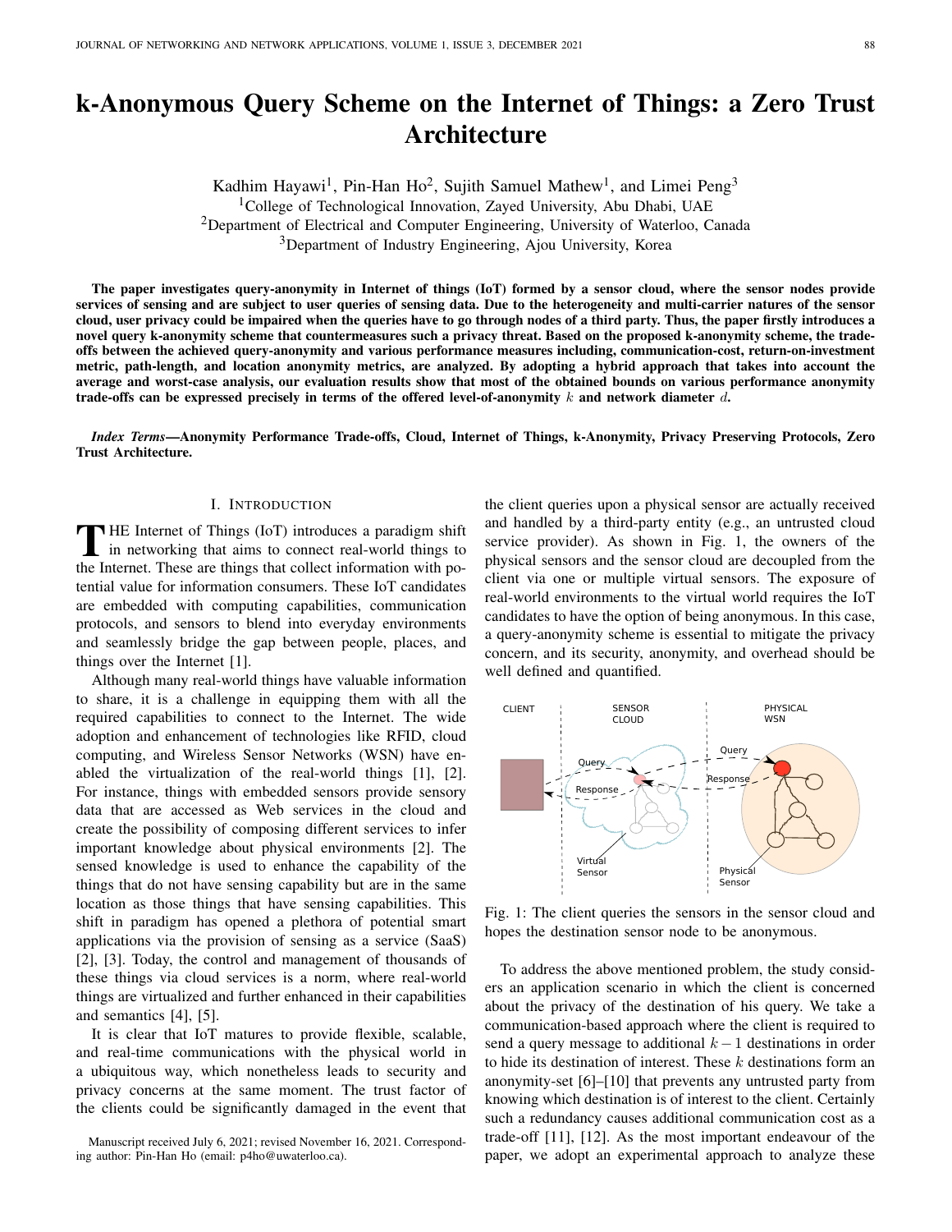# k-Anonymous Query Scheme on the Internet of Things: a Zero Trust Architecture

Kadhim Hayawi[1], Pin-Han Ho[2], Sujith Samuel Mathew[1], and Limei Peng[3]

[1]College of Technological Innovation, Zayed University, Abu Dhabi, UAE

[2]Department of Electrical and Computer Engineering, University of Waterloo, Canada

[3]Department of Industry Engineering, Ajou University, Korea

**The paper investigates query-anonymity in Internet of things (IoT) formed by a sensor cloud, where the sensor nodes provide services of sensing and are subject to user queries of sensing data. Due to the heterogeneity and multi-carrier natures of the sensor cloud, user privacy could be impaired when the queries have to go through nodes of a third party. Thus, the paper firstly introduces a novel query k-anonymity scheme that countermeasures such a privacy threat. Based on the proposed k-anonymity scheme, the trade-offs between the achieved query-anonymity and various performance measures including, communication-cost, return-on-investment metric, path-length, and location anonymity metrics, are analyzed. By adopting a hybrid approach that takes into account the average and worst-case analysis, our evaluation results show that most of the obtained bounds on various performance anonymity trade-offs can be expressed precisely in terms of the offered level-of-anonymity $k$ and network diameter $d$.**

***Index Terms*—Anonymity Performance Trade-offs, Cloud, Internet of Things, k-Anonymity, Privacy Preserving Protocols, Zero Trust Architecture.**

## I. Introduction

The Internet of Things (IoT) introduces a paradigm shift in networking that aims to connect real-world things to the Internet. These are things that collect information with potential value for information consumers. These IoT candidates are embedded with computing capabilities, communication protocols, and sensors to blend into everyday environments and seamlessly bridge the gap between people, places, and things over the Internet [1].

Although many real-world things have valuable information to share, it is a challenge in equipping them with all the required capabilities to connect to the Internet. The wide adoption and enhancement of technologies like RFID, cloud computing, and Wireless Sensor Networks (WSN) have enabled the virtualization of the real-world things [1], [2]. For instance, things with embedded sensors provide sensory data that are accessed as Web services in the cloud and create the possibility of composing different services to infer important knowledge about physical environments [2]. The sensed knowledge is used to enhance the capability of the things that do not have sensing capability but are in the same location as those things that have sensing capabilities. This shift in paradigm has opened a plethora of potential smart applications via the provision of sensing as a service (SaaS) [2], [3]. Today, the control and management of thousands of these things via cloud services is a norm, where real-world things are virtualized and further enhanced in their capabilities and semantics [4], [5].

It is clear that IoT matures to provide flexible, scalable, and real-time communications with the physical world in a ubiquitous way, which nonetheless leads to security and privacy concerns at the same moment. The trust factor of the clients could be significantly damaged in the event that the client queries upon a physical sensor are actually received and handled by a third-party entity (e.g., an untrusted cloud service provider). As shown in Fig. 1, the owners of the physical sensors and the sensor cloud are decoupled from the client via one or multiple virtual sensors. The exposure of real-world environments to the virtual world requires the IoT candidates to have the option of being anonymous. In this case, a query-anonymity scheme is essential to mitigate the privacy concern, and its security, anonymity, and overhead should be well defined and quantified.

Fig. 1: The client queries the sensors in the sensor cloud and hopes the destination sensor node to be anonymous.

To address the above mentioned problem, the study considers an application scenario in which the client is concerned about the privacy of the destination of his query. We take a communication-based approach where the client is required to send a query message to additional $k-1$ destinations in order to hide its destination of interest. These $k$ destinations form an anonymity-set [6]–[10] that prevents any untrusted party from knowing which destination is of interest to the client. Certainly such a redundancy causes additional communication cost as a trade-off [11], [12]. As the most important endeavour of the paper, we adopt an experimental approach to analyze these

Manuscript received July 6, 2021; revised November 16, 2021. Corresponding author: Pin-Han Ho (email: p4ho@uwaterloo.ca).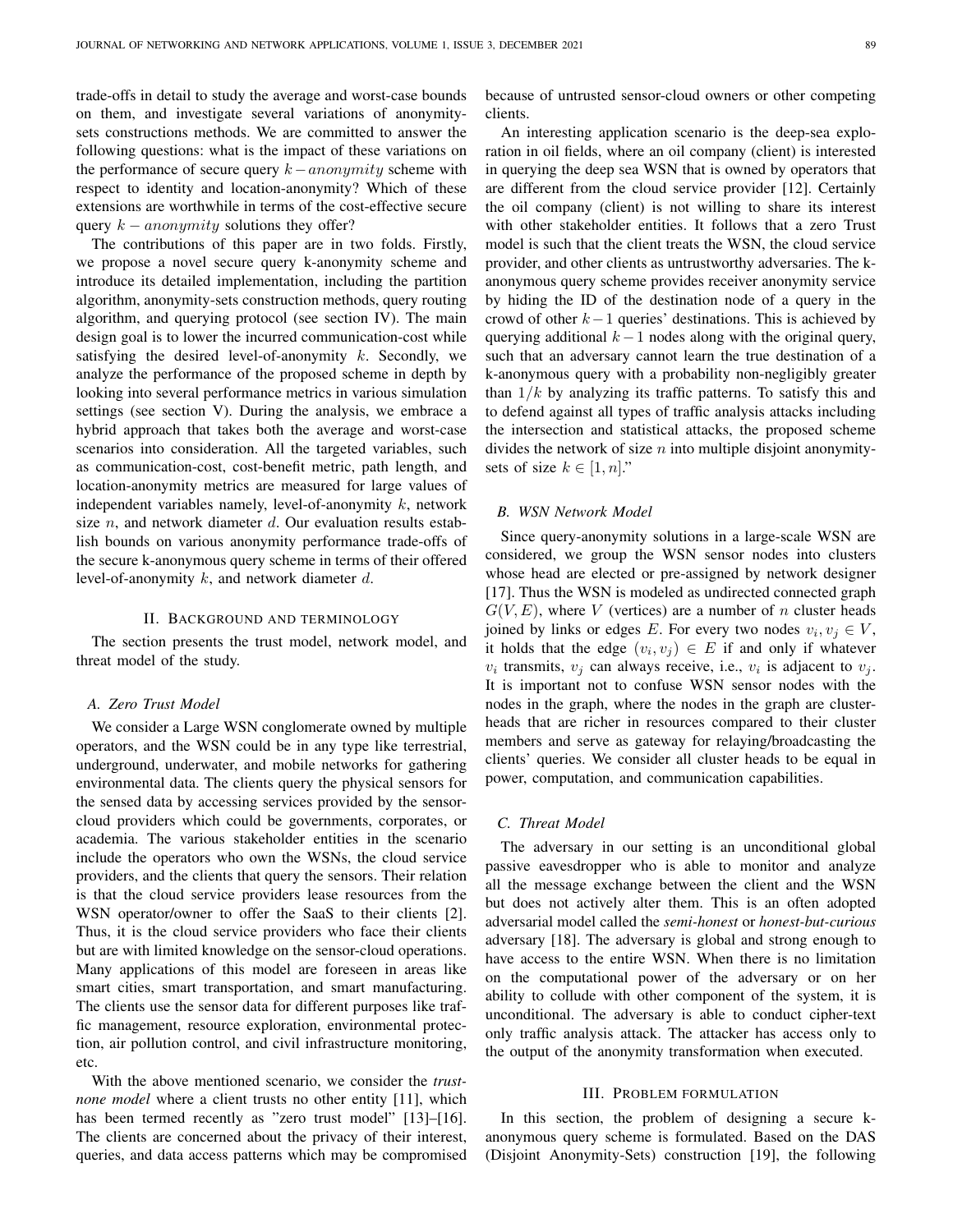trade-offs in detail to study the average and worst-case bounds on them, and investigate several variations of anonymity-sets constructions methods. We are committed to answer the following questions: what is the impact of these variations on the performance of secure query $k-anonymity$ scheme with respect to identity and location-anonymity? Which of these extensions are worthwhile in terms of the cost-effective secure query $k-anonymity$ solutions they offer?

The contributions of this paper are in two folds. Firstly, we propose a novel secure query k-anonymity scheme and introduce its detailed implementation, including the partition algorithm, anonymity-sets construction methods, query routing algorithm, and querying protocol (see section IV). The main design goal is to lower the incurred communication-cost while satisfying the desired level-of-anonymity $k$. Secondly, we analyze the performance of the proposed scheme in depth by looking into several performance metrics in various simulation settings (see section V). During the analysis, we embrace a hybrid approach that takes both the average and worst-case scenarios into consideration. All the targeted variables, such as communication-cost, cost-benefit metric, path length, and location-anonymity metrics are measured for large values of independent variables namely, level-of-anonymity $k$, network size $n$, and network diameter $d$. Our evaluation results establish bounds on various anonymity performance trade-offs of the secure k-anonymous query scheme in terms of their offered level-of-anonymity $k$, and network diameter $d$.

## II. Background and terminology

The section presents the trust model, network model, and threat model of the study.

### A. Zero Trust Model

We consider a Large WSN conglomerate owned by multiple operators, and the WSN could be in any type like terrestrial, underground, underwater, and mobile networks for gathering environmental data. The clients query the physical sensors for the sensed data by accessing services provided by the sensor-cloud providers which could be governments, corporates, or academia. The various stakeholder entities in the scenario include the operators who own the WSNs, the cloud service providers, and the clients that query the sensors. Their relation is that the cloud service providers lease resources from the WSN operator/owner to offer the SaaS to their clients [2]. Thus, it is the cloud service providers who face their clients but are with limited knowledge on the sensor-cloud operations. Many applications of this model are foreseen in areas like smart cities, smart transportation, and smart manufacturing. The clients use the sensor data for different purposes like traffic management, resource exploration, environmental protection, air pollution control, and civil infrastructure monitoring, etc.

With the above mentioned scenario, we consider the *trust-none model* where a client trusts no other entity [11], which has been termed recently as "zero trust model" [13]–[16]. The clients are concerned about the privacy of their interest, queries, and data access patterns which may be compromised because of untrusted sensor-cloud owners or other competing clients.

An interesting application scenario is the deep-sea exploration in oil fields, where an oil company (client) is interested in querying the deep sea WSN that is owned by operators that are different from the cloud service provider [12]. Certainly the oil company (client) is not willing to share its interest with other stakeholder entities. It follows that a zero Trust model is such that the client treats the WSN, the cloud service provider, and other clients as untrustworthy adversaries. The k-anonymous query scheme provides receiver anonymity service by hiding the ID of the destination node of a query in the crowd of other $k-1$ queries' destinations. This is achieved by querying additional $k-1$ nodes along with the original query, such that an adversary cannot learn the true destination of a k-anonymous query with a probability non-negligibly greater than $1/k$ by analyzing its traffic patterns. To satisfy this and to defend against all types of traffic analysis attacks including the intersection and statistical attacks, the proposed scheme divides the network of size $n$ into multiple disjoint anonymity-sets of size $k \in [1, n]$."

### B. WSN Network Model

Since query-anonymity solutions in a large-scale WSN are considered, we group the WSN sensor nodes into clusters whose head are elected or pre-assigned by network designer [17]. Thus the WSN is modeled as undirected connected graph $G(V, E)$, where $V$ (vertices) are a number of $n$ cluster heads joined by links or edges $E$. For every two nodes $v_i, v_j \in V$, it holds that the edge $(v_i, v_j) \in E$ if and only if whatever $v_i$ transmits, $v_j$ can always receive, i.e., $v_i$ is adjacent to $v_j$. It is important not to confuse WSN sensor nodes with the nodes in the graph, where the nodes in the graph are cluster-heads that are richer in resources compared to their cluster members and serve as gateway for relaying/broadcasting the clients' queries. We consider all cluster heads to be equal in power, computation, and communication capabilities.

### C. Threat Model

The adversary in our setting is an unconditional global passive eavesdropper who is able to monitor and analyze all the message exchange between the client and the WSN but does not actively alter them. This is an often adopted adversarial model called the *semi-honest* or *honest-but-curious* adversary [18]. The adversary is global and strong enough to have access to the entire WSN. When there is no limitation on the computational power of the adversary or on her ability to collude with other component of the system, it is unconditional. The adversary is able to conduct cipher-text only traffic analysis attack. The attacker has access only to the output of the anonymity transformation when executed.

## III. Problem formulation

In this section, the problem of designing a secure k-anonymous query scheme is formulated. Based on the DAS (Disjoint Anonymity-Sets) construction [19], the following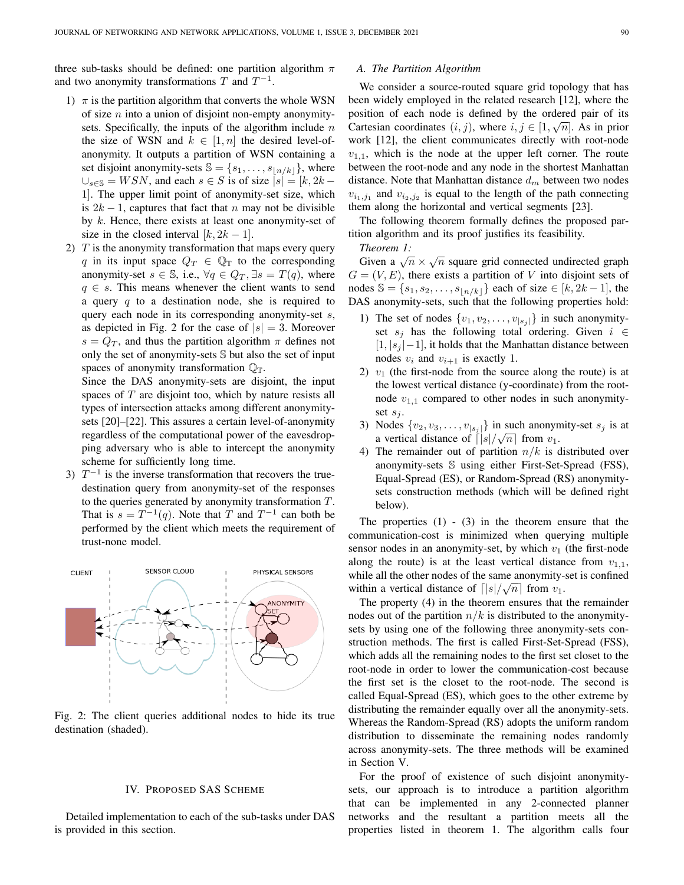three sub-tasks should be defined: one partition algorithm $\pi$ and two anonymity transformations $T$ and $T^{-1}$.

1) $\pi$ is the partition algorithm that converts the whole WSN of size $n$ into a union of disjoint non-empty anonymity-sets. Specifically, the inputs of the algorithm include $n$ the size of WSN and $k \in [1, n]$ the desired level-of-anonymity. It outputs a partition of WSN containing a set disjoint anonymity-sets $\mathbb{S} = \{s_1, \ldots, s_{\lfloor n/k \rfloor}\}$, where $\cup_{s \in \mathbb{S}} = WSN$, and each $s \in S$ is of size $|s| = [k, 2k-1]$. The upper limit point of anonymity-set size, which is $2k-1$, captures that fact that $n$ may not be divisible by $k$. Hence, there exists at least one anonymity-set of size in the closed interval $[k, 2k-1]$.
2) $T$ is the anonymity transformation that maps every query $q$ in its input space $Q_T \in \mathbb{Q}_{\mathbb{T}}$ to the corresponding anonymity-set $s \in \mathbb{S}$, i.e., $\forall q \in Q_T, \exists s = T(q)$, where $q \in s$. This means whenever the client wants to send a query $q$ to a destination node, she is required to query each node in its corresponding anonymity-set $s$, as depicted in Fig. 2 for the case of $|s| = 3$. Moreover $s = Q_T$, and thus the partition algorithm $\pi$ defines not only the set of anonymity-sets $\mathbb{S}$ but also the set of input spaces of anonymity transformation $\mathbb{Q}_{\mathbb{T}}$.
   Since the DAS anonymity-sets are disjoint, the input spaces of $T$ are disjoint too, which by nature resists all types of intersection attacks among different anonymity-sets [20]–[22]. This assures a certain level-of-anonymity regardless of the computational power of the eavesdropping adversary who is able to intercept the anonymity scheme for sufficiently long time.
3) $T^{-1}$ is the inverse transformation that recovers the true-destination query from anonymity-set of the responses to the queries generated by anonymity transformation $T$. That is $s = T^{-1}(q)$. Note that $T$ and $T^{-1}$ can both be performed by the client which meets the requirement of trust-none model.

Fig. 2: The client queries additional nodes to hide its true destination (shaded).

## IV. Proposed SAS Scheme

Detailed implementation to each of the sub-tasks under DAS is provided in this section.

### A. The Partition Algorithm

We consider a source-routed square grid topology that has been widely employed in the related research [12], where the position of each node is defined by the ordered pair of its Cartesian coordinates $(i, j)$, where $i, j \in [1, \sqrt{n}]$. As in prior work [12], the client communicates directly with root-node $v_{1,1}$, which is the node at the upper left corner. The route between the root-node and any node in the shortest Manhattan distance. Note that Manhattan distance $d_m$ between two nodes $v_{i_1,j_1}$ and $v_{i_2,j_2}$ is equal to the length of the path connecting them along the horizontal and vertical segments [23].

The following theorem formally defines the proposed partition algorithm and its proof justifies its feasibility.

*Theorem 1:*

Given a $\sqrt{n} \times \sqrt{n}$ square grid connected undirected graph $G = (V, E)$, there exists a partition of $V$ into disjoint sets of nodes $\mathbb{S} = \{s_1, s_2, \ldots, s_{\lfloor n/k \rfloor}\}$ each of size $\in [k, 2k-1]$, the DAS anonymity-sets, such that the following properties hold:

1) The set of nodes $\{v_1, v_2, \ldots, v_{|s_j|}\}$ in such anonymity-set $s_j$ has the following total ordering. Given $i \in [1, |s_j|-1]$, it holds that the Manhattan distance between nodes $v_i$ and $v_{i+1}$ is exactly 1.
2) $v_1$ (the first-node from the source along the route) is at the lowest vertical distance (y-coordinate) from the root-node $v_{1,1}$ compared to other nodes in such anonymity-set $s_j$.
3) Nodes $\{v_2, v_3, \ldots, v_{|s_j|}\}$ in such anonymity-set $s_j$ is at a vertical distance of $\lceil |s|/\sqrt{n} \rceil$ from $v_1$.
4) The remainder out of partition $n/k$ is distributed over anonymity-sets $\mathbb{S}$ using either First-Set-Spread (FSS), Equal-Spread (ES), or Random-Spread (RS) anonymity-sets construction methods (which will be defined right below).

The properties (1) - (3) in the theorem ensure that the communication-cost is minimized when querying multiple sensor nodes in an anonymity-set, by which $v_1$ (the first-node along the route) is at the least vertical distance from $v_{1,1}$, while all the other nodes of the same anonymity-set is confined within a vertical distance of $\lceil |s|/\sqrt{n} \rceil$ from $v_1$.

The property (4) in the theorem ensures that the remainder nodes out of the partition $n/k$ is distributed to the anonymity-sets by using one of the following three anonymity-sets construction methods. The first is called First-Set-Spread (FSS), which adds all the remaining nodes to the first set closet to the root-node in order to lower the communication-cost because the first set is the closet to the root-node. The second is called Equal-Spread (ES), which goes to the other extreme by distributing the remainder equally over all the anonymity-sets. Whereas the Random-Spread (RS) adopts the uniform random distribution to disseminate the remaining nodes randomly across anonymity-sets. The three methods will be examined in Section V.

For the proof of existence of such disjoint anonymity-sets, our approach is to introduce a partition algorithm that can be implemented in any 2-connected planner networks and the resultant a partition meets all the properties listed in theorem 1. The algorithm calls four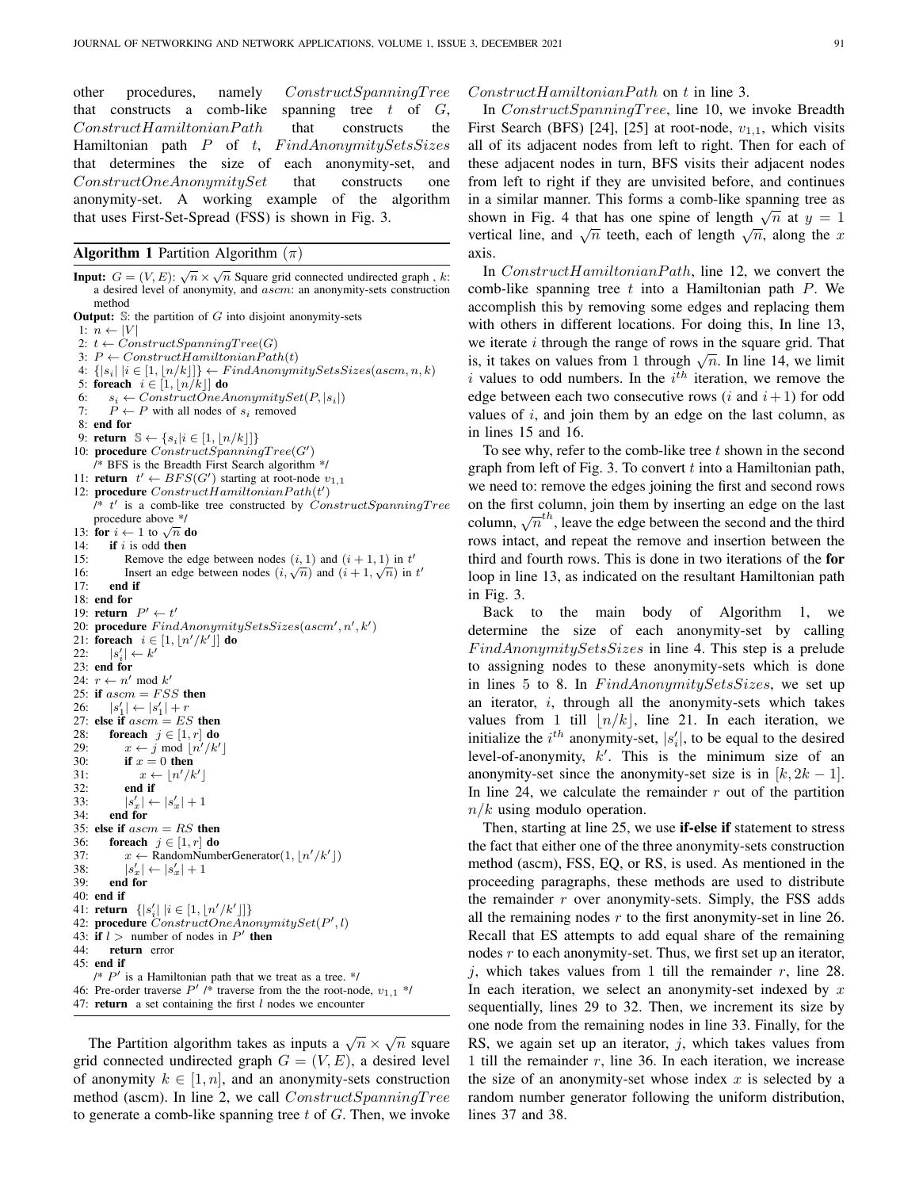other procedures, namely $ConstructSpanningTree$ that constructs a comb-like spanning tree $t$ of $G$, $ConstructHamiltonianPath$ that constructs the Hamiltonian path $P$ of $t$, $FindAnonymitySetsSizes$ that determines the size of each anonymity-set, and $ConstructOneAnonymitySet$ that constructs one anonymity-set. A working example of the algorithm that uses First-Set-Spread (FSS) is shown in Fig. 3.

**Algorithm 1** Partition Algorithm ($\pi$)

```
Input: G = (V, E): √n × √n Square grid connected undirected graph , k:
    a desired level of anonymity, and ascm: an anonymity-sets construction
    method
Output: S: the partition of G into disjoint anonymity-sets
 1: n ← |V|
 2: t ← ConstructSpanningTree(G)
 3: P ← ConstructHamiltonianPath(t)
 4: {|s_i| |i ∈ [1, ⌊n/k⌋]} ← FindAnonymitySetsSizes(ascm, n, k)
 5: foreach i ∈ [1, ⌊n/k⌋] do
 6:     s_i ← ConstructOneAnonymitySet(P, |s_i|)
 7:     P ← P with all nodes of s_i removed
 8: end for
 9: return S ← {s_i|i ∈ [1, ⌊n/k⌋]}
10: procedure ConstructSpanningTree(G')
    /* BFS is the Breadth First Search algorithm */
11: return t' ← BFS(G') starting at root-node v_{1,1}
12: procedure ConstructHamiltonianPath(t')
    /* t' is a comb-like tree constructed by ConstructSpanningTree
    procedure above */
13: for i ← 1 to √n do
14:     if i is odd then
15:         Remove the edge between nodes (i, 1) and (i + 1, 1) in t'
16:         Insert an edge between nodes (i, √n) and (i + 1, √n) in t'
17:     end if
18: end for
19: return P' ← t'
20: procedure FindAnonymitySetsSizes(ascm', n', k')
21: foreach i ∈ [1, ⌊n'/k'⌋] do
22:     |s'_i| ← k'
23: end for
24: r ← n' mod k'
25: if ascm = FSS then
26:     |s'_1| ← |s'_1| + r
27: else if ascm = ES then
28:     foreach j ∈ [1, r] do
29:         x ← j mod ⌊n'/k'⌋
30:         if x = 0 then
31:             x ← ⌊n'/k'⌋
32:         end if
33:         |s'_x| ← |s'_x| + 1
34:     end for
35: else if ascm = RS then
36:     foreach j ∈ [1, r] do
37:         x ← RandomNumberGenerator(1, ⌊n'/k'⌋)
38:         |s'_x| ← |s'_x| + 1
39:     end for
40: end if
41: return {|s'_i| |i ∈ [1, ⌊n'/k'⌋]}
42: procedure ConstructOneAnonymitySet(P', l)
43: if l > number of nodes in P' then
44:     return error
45: end if
    /* P' is a Hamiltonian path that we treat as a tree. */
46: Pre-order traverse P' /* traverse from the the root-node, v_{1,1} */
47: return a set containing the first l nodes we encounter
```

The Partition algorithm takes as inputs a $\sqrt{n} \times \sqrt{n}$ square grid connected undirected graph $G = (V, E)$, a desired level of anonymity $k \in [1, n]$, and an anonymity-sets construction method (ascm). In line 2, we call $ConstructSpanningTree$ to generate a comb-like spanning tree $t$ of $G$. Then, we invoke $ConstructHamiltonianPath$ on $t$ in line 3.

In $ConstructSpanningTree$, line 10, we invoke Breadth First Search (BFS) [24], [25] at root-node, $v_{1,1}$, which visits all of its adjacent nodes from left to right. Then for each of these adjacent nodes in turn, BFS visits their adjacent nodes from left to right if they are unvisited before, and continues in a similar manner. This forms a comb-like spanning tree as shown in Fig. 4 that has one spine of length $\sqrt{n}$ at $y = 1$ vertical line, and $\sqrt{n}$ teeth, each of length $\sqrt{n}$, along the $x$ axis.

In $ConstructHamiltonianPath$, line 12, we convert the comb-like spanning tree $t$ into a Hamiltonian path $P$. We accomplish this by removing some edges and replacing them with others in different locations. For doing this, In line 13, we iterate $i$ through the range of rows in the square grid. That is, it takes on values from 1 through $\sqrt{n}$. In line 14, we limit $i$ values to odd numbers. In the $i^{th}$ iteration, we remove the edge between each two consecutive rows ($i$ and $i+1$) for odd values of $i$, and join them by an edge on the last column, as in lines 15 and 16.

To see why, refer to the comb-like tree $t$ shown in the second graph from left of Fig. 3. To convert $t$ into a Hamiltonian path, we need to: remove the edges joining the first and second rows on the first column, join them by inserting an edge on the last column, $\sqrt{n}^{th}$, leave the edge between the second and the third rows intact, and repeat the remove and insertion between the third and fourth rows. This is done in two iterations of the **for** loop in line 13, as indicated on the resultant Hamiltonian path in Fig. 3.

Back to the main body of Algorithm 1, we determine the size of each anonymity-set by calling $FindAnonymitySetsSizes$ in line 4. This step is a prelude to assigning nodes to these anonymity-sets which is done in lines 5 to 8. In $FindAnonymitySetsSizes$, we set up an iterator, $i$, through all the anonymity-sets which takes values from 1 till $\lfloor n/k \rfloor$, line 21. In each iteration, we initialize the $i^{th}$ anonymity-set, $|s'_i|$, to be equal to the desired level-of-anonymity, $k'$. This is the minimum size of an anonymity-set since the anonymity-set size is in $[k, 2k-1]$. In line 24, we calculate the remainder $r$ out of the partition $n/k$ using modulo operation.

Then, starting at line 25, we use **if-else if** statement to stress the fact that either one of the three anonymity-sets construction method (ascm), FSS, EQ, or RS, is used. As mentioned in the proceeding paragraphs, these methods are used to distribute the remainder $r$ over anonymity-sets. Simply, the FSS adds all the remaining nodes $r$ to the first anonymity-set in line 26. Recall that ES attempts to add equal share of the remaining nodes $r$ to each anonymity-set. Thus, we first set up an iterator, $j$, which takes values from 1 till the remainder $r$, line 28. In each iteration, we select an anonymity-set indexed by $x$ sequentially, lines 29 to 32. Then, we increment its size by one node from the remaining nodes in line 33. Finally, for the RS, we again set up an iterator, $j$, which takes values from 1 till the remainder $r$, line 36. In each iteration, we increase the size of an anonymity-set whose index $x$ is selected by a random number generator following the uniform distribution, lines 37 and 38.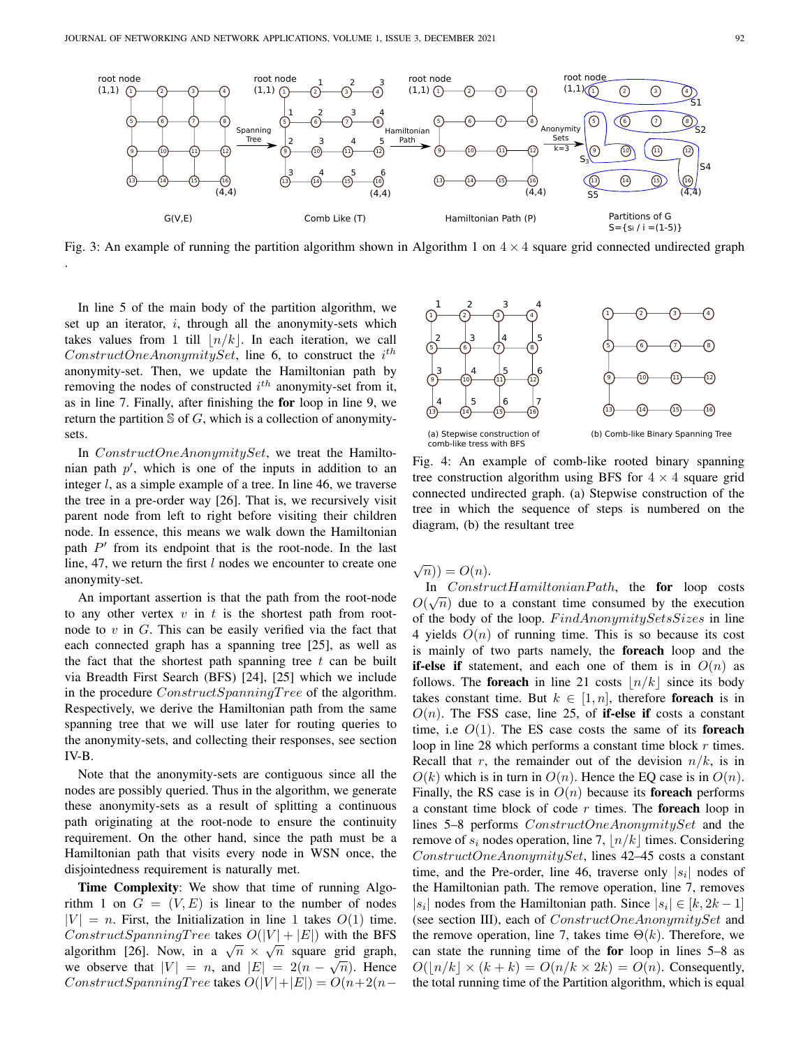Fig. 3: An example of running the partition algorithm shown in Algorithm 1 on $4 \times 4$ square grid connected undirected graph .

In line 5 of the main body of the partition algorithm, we set up an iterator, $i$, through all the anonymity-sets which takes values from 1 till $\lfloor n/k \rfloor$. In each iteration, we call $ConstructOneAnonymitySet$, line 6, to construct the $i^{th}$ anonymity-set. Then, we update the Hamiltonian path by removing the nodes of constructed $i^{th}$ anonymity-set from it, as in line 7. Finally, after finishing the **for** loop in line 9, we return the partition $\mathbb{S}$ of $G$, which is a collection of anonymity-sets.

In $ConstructOneAnonymitySet$, we treat the Hamiltonian path $p'$, which is one of the inputs in addition to an integer $l$, as a simple example of a tree. In line 46, we traverse the tree in a pre-order way [26]. That is, we recursively visit parent node from left to right before visiting their children node. In essence, this means we walk down the Hamiltonian path $P'$ from its endpoint that is the root-node. In the last line, 47, we return the first $l$ nodes we encounter to create one anonymity-set.

An important assertion is that the path from the root-node to any other vertex $v$ in $t$ is the shortest path from root-node to $v$ in $G$. This can be easily verified via the fact that each connected graph has a spanning tree [25], as well as the fact that the shortest path spanning tree $t$ can be built via Breadth First Search (BFS) [24], [25] which we include in the procedure $ConstructSpanningTree$ of the algorithm. Respectively, we derive the Hamiltonian path from the same spanning tree that we will use later for routing queries to the anonymity-sets, and collecting their responses, see section IV-B.

Note that the anonymity-sets are contiguous since all the nodes are possibly queried. Thus in the algorithm, we generate these anonymity-sets as a result of splitting a continuous path originating at the root-node to ensure the continuity requirement. On the other hand, since the path must be a Hamiltonian path that visits every node in WSN once, the disjointedness requirement is naturally met.

**Time Complexity**: We show that time of running Algorithm 1 on $G = (V, E)$ is linear to the number of nodes $|V| = n$. First, the Initialization in line 1 takes $O(1)$ time. $ConstructSpanningTree$ takes $O(|V| + |E|)$ with the BFS algorithm [26]. Now, in a $\sqrt{n} \times \sqrt{n}$ square grid graph, we observe that $|V| = n$, and $|E| = 2(n - \sqrt{n})$. Hence $ConstructSpanningTree$ takes $O(|V|+|E|) = O(n+2(n-\sqrt{n})) = O(n)$.

Fig. 4: An example of comb-like rooted binary spanning tree construction algorithm using BFS for $4 \times 4$ square grid connected undirected graph. (a) Stepwise construction of the tree in which the sequence of steps is numbered on the diagram, (b) the resultant tree

In $ConstructHamiltonianPath$, the **for** loop costs $O(\sqrt{n})$ due to a constant time consumed by the execution of the body of the loop. $FindAnonymitySetsSizes$ in line 4 yields $O(n)$ of running time. This is so because its cost is mainly of two parts namely, the **foreach** loop and the **if-else if** statement, and each one of them is in $O(n)$ as follows. The **foreach** in line 21 costs $\lfloor n/k \rfloor$ since its body takes constant time. But $k \in [1, n]$, therefore **foreach** is in $O(n)$. The FSS case, line 25, of **if-else if** costs a constant time, i.e $O(1)$. The ES case costs the same of its **foreach** loop in line 28 which performs a constant time block $r$ times. Recall that $r$, the remainder out of the devision $n/k$, is in $O(k)$ which is in turn in $O(n)$. Hence the EQ case is in $O(n)$. Finally, the RS case is in $O(n)$ because its **foreach** performs a constant time block of code $r$ times. The **foreach** loop in lines 5–8 performs $ConstructOneAnonymitySet$ and the remove of $s_i$ nodes operation, line 7, $\lfloor n/k \rfloor$ times. Considering $ConstructOneAnonymitySet$, lines 42–45 costs a constant time, and the Pre-order, line 46, traverse only $|s_i|$ nodes of the Hamiltonian path. The remove operation, line 7, removes $|s_i|$ nodes from the Hamiltonian path. Since $|s_i| \in [k, 2k-1]$ (see section III), each of $ConstructOneAnonymitySet$ and the remove operation, line 7, takes time $\Theta(k)$. Therefore, we can state the running time of the **for** loop in lines 5–8 as $O(\lfloor n/k \rfloor \times (k + k) = O(n/k \times 2k) = O(n)$. Consequently, the total running time of the Partition algorithm, which is equal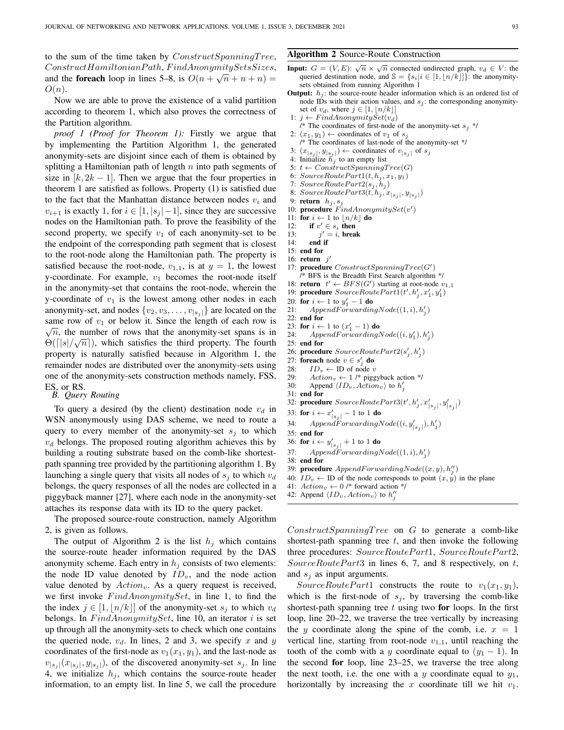to the sum of the time taken by $ConstructSpanningTree$, $ConstructHamiltonianPath$, $FindAnonymitySetsSizes$, and the **foreach** loop in lines 5–8, is $O(n + \sqrt{n} + n + n) = O(n)$.

Now we are able to prove the existence of a valid partition according to theorem 1, which also proves the correctness of the Partition algorithm.

*proof 1 (Proof for Theorem 1):* Firstly we argue that by implementing the Partition Algorithm 1, the generated anonymity-sets are disjoint since each of them is obtained by splitting a Hamiltonian path of length $n$ into path segments of size in $[k, 2k-1]$. Then we argue that the four properties in theorem 1 are satisfied as follows. Property (1) is satisfied due to the fact that the Manhattan distance between nodes $v_i$ and $v_{i+1}$ is exactly 1, for $i \in [1, |s_j|-1]$, since they are successive nodes on the Hamiltonian path. To prove the feasibility of the second property, we specify $v_1$ of each anonymity-set to be the endpoint of the corresponding path segment that is closest to the root-node along the Hamiltonian path. The property is satisfied because the root-node, $v_{1,1}$, is at $y = 1$, the lowest y-coordinate. For example, $v_1$ becomes the root-node itself in the anonymity-set that contains the root-node, wherein the y-coordinate of $v_1$ is the lowest among other nodes in each anonymity-set, and nodes $\{v_2, v_3, \ldots, v_{|s_j|}\}$ are located on the same row of $v_1$ or below it. Since the length of each row is $\sqrt{n}$, the number of rows that the anonymity-set spans is in $\Theta(\lceil |s|/\sqrt{n} \rceil)$, which satisfies the third property. The fourth property is naturally satisfied because in Algorithm 1, the remainder nodes are distributed over the anonymity-sets using one of the anonymity-sets construction methods namely, FSS, ES, or RS.

### B. Query Routing

To query a desired (by the client) destination node $v_d$ in WSN anonymously using DAS scheme, we need to route a query to every member of the anonymity-set $s_j$ to which $v_d$ belongs. The proposed routing algorithm achieves this by building a routing substrate based on the comb-like shortest-path spanning tree provided by the partitioning algorithm 1. By launching a single query that visits all nodes of $s_j$ to which $v_d$ belongs, the query responses of all the nodes are collected in a piggyback manner [27], where each node in the anonymity-set attaches its response data with its ID to the query packet.

The proposed source-route construction, namely Algorithm 2, is given as follows.

The output of Algorithm 2 is the list $h_j$ which contains the source-route header information required by the DAS anonymity scheme. Each entry in $h_j$ consists of two elements: the node ID value denoted by $ID_v$, and the node action value denoted by $Action_v$. As a query request is received, we first invoke $FindAnonymitySet$, in line 1, to find the the index $j \in [1, \lfloor n/k \rfloor]$ of the anonymity-set $s_j$ to which $v_d$ belongs. In $FindAnonymitySet$, line 10, an iterator $i$ is set up through all the anonymity-sets to check which one contains the queried node, $v_d$. In lines, 2 and 3, we specify $x$ and $y$ coordinates of the first-node as $v_1(x_1, y_1)$, and the last-node as $v_{|s_j|}(x_{|s_j|}, y_{|s_j|})$, of the discovered anonymity-set $s_j$. In line 4, we initialize $h_j$, which contains the source-route header information, to an empty list. In line 5, we call the procedure

**Algorithm 2** Source-Route Construction

**Input:** $G = (V, E)$: $\sqrt{n} \times \sqrt{n}$ connected undirected graph, $v_d \in V$: the queried destination node, and $\mathbb{S} = \{s_i | i \in [1, \lfloor n/k \rfloor]\}$: the anonymity-sets obtained from running Algorithm 1

**Output:** $h_j$: the source-route header information which is an ordered list of node IDs with their action values, and $s_j$: the corresponding anonymity-set of $v_d$, where $j \in [1, \lfloor n/k \rfloor]$

```
1: j ← FindAnonymitySet(v_d)
   /* The coordinates of first-node of the anonymity-set s_j */
2: (x_1, y_1) ← coordinates of v_1 of s_j
   /* The coordinates of last-node of the anonymity-set */
3: (x_|s_j|, y_|s_j|) ← coordinates of v_|s_j| of s_j
4: Initialize h_j to an empty list
5: t ← ConstructSpanningTree(G)
6: SourceRoutePart1(t, h_j, x_1, y_1)
7: SourceRoutePart2(s_j, h_j)
8: SourceRoutePart3(t, h_j, x_|s_j|, y_|s_j|)
9: return h_j, s_j
10: procedure FindAnonymitySet(v')
11: for i ← 1 to ⌊n/k⌋ do
12:     if v' ∈ s_i then
13:         j' = i, break
14:     end if
15: end for
16: return j'
17: procedure ConstructSpanningTree(G')
    /* BFS is the Breadth First Search algorithm */
18: return t' ← BFS(G') starting at root-node v_{1,1}
19: procedure SourceRoutePart1(t', h'_j, x'_1, y'_1)
20: for i ← 1 to y'_1 − 1 do
21:     AppendForwardingNode((1, i), h'_j)
22: end for
23: for i ← 1 to (x'_1 − 1) do
24:     AppendForwardingNode((i, y'_1), h'_j)
25: end for
26: procedure SourceRoutePart2(s'_j, h'_j)
27: foreach node v ∈ s'_j do
28:     ID_v ← ID of node v
29:     Action_v ← 1 /* piggyback action */
30:     Append ⟨ID_v, Action_v⟩ to h'_j
31: end for
32: procedure SourceRoutePart3(t', h'_j, x'_|s_j|, y'_|s_j|)
33: for i ← x'_|s_j| − 1 to 1 do
34:     AppendForwardingNode((i, y'_|s_j|), h'_j)
35: end for
36: for i ← y'_|s_j| + 1 to 1 do
37:     AppendForwardingNode((1, i), h'_j)
38: end for
39: procedure AppendForwardingNode((x, y), h''_j)
40: ID_v ← ID of the node corresponds to point (x, y) in the plane
41: Action_v ← 0 /* forward action */
42: Append ⟨ID_v, Action_v⟩ to h''_j
```

$ConstructSpanningTree$ on $G$ to generate a comb-like shortest-path spanning tree $t$, and then invoke the following three procedures: $SourceRoutePart1$, $SourceRoutePart2$, $SourceRoutePart3$ in lines 6, 7, and 8 respectively, on $t$, and $s_j$ as input arguments.

$SourceRoutePart1$ constructs the route to $v_1(x_1, y_1)$, which is the first-node of $s_j$, by traversing the comb-like shortest-path spanning tree $t$ using two **for** loops. In the first loop, line 20–22, we traverse the tree vertically by increasing the $y$ coordinate along the spine of the comb, i.e. $x = 1$ vertical line, starting from root-node $v_{1,1}$, until reaching the tooth of the comb with a $y$ coordinate equal to $(y_1 - 1)$. In the second **for** loop, line 23–25, we traverse the tree along the next tooth, i.e. the one with a $y$ coordinate equal to $y_1$, horizontally by increasing the $x$ coordinate till we hit $v_1$.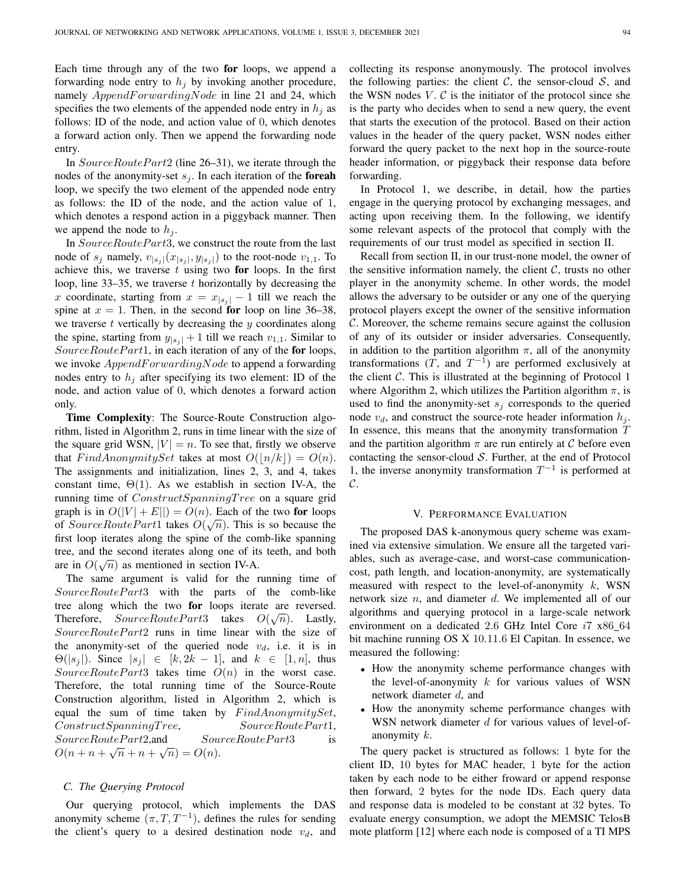Each time through any of the two **for** loops, we append a forwarding node entry to $h_j$ by invoking another procedure, namely $AppendForwardingNode$ in line 21 and 24, which specifies the two elements of the appended node entry in $h_j$ as follows: ID of the node, and action value of 0, which denotes a forward action only. Then we append the forwarding node entry.

In $SourceRoutePart2$ (line 26–31), we iterate through the nodes of the anonymity-set $s_j$. In each iteration of the **foreah** loop, we specify the two element of the appended node entry as follows: the ID of the node, and the action value of 1, which denotes a respond action in a piggyback manner. Then we append the node to $h_j$.

In $SourceRoutePart3$, we construct the route from the last node of $s_j$ namely, $v_{|s_j|}(x_{|s_j|}, y_{|s_j|})$ to the root-node $v_{1,1}$. To achieve this, we traverse $t$ using two **for** loops. In the first loop, line 33–35, we traverse $t$ horizontally by decreasing the $x$ coordinate, starting from $x = x_{|s_j|} - 1$ till we reach the spine at $x = 1$. Then, in the second **for** loop on line 36–38, we traverse $t$ vertically by decreasing the $y$ coordinates along the spine, starting from $y_{|s_j|} + 1$ till we reach $v_{1,1}$. Similar to $SourceRoutePart1$, in each iteration of any of the **for** loops, we invoke $AppendForwardingNode$ to append a forwarding nodes entry to $h_j$ after specifying its two element: ID of the node, and action value of 0, which denotes a forward action only.

**Time Complexity**: The Source-Route Construction algorithm, listed in Algorithm 2, runs in time linear with the size of the square grid WSN, $|V| = n$. To see that, firstly we observe that $FindAnonymitySet$ takes at most $O(\lfloor n/k \rfloor) = O(n)$. The assignments and initialization, lines 2, 3, and 4, takes constant time, $\Theta(1)$. As we establish in section IV-A, the running time of $ConstructSpanningTree$ on a square grid graph is in $O(|V| + E||) = O(n)$. Each of the two **for** loops of $SourceRoutePart1$ takes $O(\sqrt{n})$. This is so because the first loop iterates along the spine of the comb-like spanning tree, and the second iterates along one of its teeth, and both are in $O(\sqrt{n})$ as mentioned in section IV-A.

The same argument is valid for the running time of $SourceRoutePart3$ with the parts of the comb-like tree along which the two **for** loops iterate are reversed. Therefore, $SourceRoutePart3$ takes $O(\sqrt{n})$. Lastly, $SourceRoutePart2$ runs in time linear with the size of the anonymity-set of the queried node $v_d$, i.e. it is in $\Theta(|s_j|)$. Since $|s_j| \in [k, 2k-1]$, and $k \in [1, n]$, thus $SourceRoutePart3$ takes time $O(n)$ in the worst case. Therefore, the total running time of the Source-Route Construction algorithm, listed in Algorithm 2, which is equal the sum of time taken by $FindAnonymitySet$, $ConstructSpanningTree$, $SourceRoutePart1$, $SourceRoutePart2$,and $SourceRoutePart3$ is $O(n + n + \sqrt{n} + n + \sqrt{n}) = O(n)$.

### C. The Querying Protocol

Our querying protocol, which implements the DAS anonymity scheme $(\pi, T, T^{-1})$, defines the rules for sending the client's query to a desired destination node $v_d$, and collecting its response anonymously. The protocol involves the following parties: the client $\mathcal{C}$, the sensor-cloud $\mathcal{S}$, and the WSN nodes $V$. $\mathcal{C}$ is the initiator of the protocol since she is the party who decides when to send a new query, the event that starts the execution of the protocol. Based on their action values in the header of the query packet, WSN nodes either forward the query packet to the next hop in the source-route header information, or piggyback their response data before forwarding.

In Protocol 1, we describe, in detail, how the parties engage in the querying protocol by exchanging messages, and acting upon receiving them. In the following, we identify some relevant aspects of the protocol that comply with the requirements of our trust model as specified in section II.

Recall from section II, in our trust-none model, the owner of the sensitive information namely, the client $\mathcal{C}$, trusts no other player in the anonymity scheme. In other words, the model allows the adversary to be outsider or any one of the querying protocol players except the owner of the sensitive information $\mathcal{C}$. Moreover, the scheme remains secure against the collusion of any of its outsider or insider adversaries. Consequently, in addition to the partition algorithm $\pi$, all of the anonymity transformations ($T$, and $T^{-1}$) are performed exclusively at the client $\mathcal{C}$. This is illustrated at the beginning of Protocol 1 where Algorithm 2, which utilizes the Partition algorithm $\pi$, is used to find the anonymity-set $s_j$ corresponds to the queried node $v_d$, and construct the source-rote header information $h_j$. In essence, this means that the anonymity transformation $T$ and the partition algorithm $\pi$ are run entirely at $\mathcal{C}$ before even contacting the sensor-cloud $\mathcal{S}$. Further, at the end of Protocol 1, the inverse anonymity transformation $T^{-1}$ is performed at $\mathcal{C}$.

## V. Performance Evaluation

The proposed DAS k-anonymous query scheme was examined via extensive simulation. We ensure all the targeted variables, such as average-case, and worst-case communication-cost, path length, and location-anonymity, are systematically measured with respect to the level-of-anonymity $k$, WSN network size $n$, and diameter $d$. We implemented all of our algorithms and querying protocol in a large-scale network environment on a dedicated 2.6 GHz Intel Core $i7$ x86_64 bit machine running OS X 10.11.6 El Capitan. In essence, we measured the following:

- How the anonymity scheme performance changes with the level-of-anonymity $k$ for various values of WSN network diameter $d$, and
- How the anonymity scheme performance changes with WSN network diameter $d$ for various values of level-of-anonymity $k$.

The query packet is structured as follows: 1 byte for the client ID, 10 bytes for MAC header, 1 byte for the action taken by each node to be either froward or append response then forward, 2 bytes for the node IDs. Each query data and response data is modeled to be constant at 32 bytes. To evaluate energy consumption, we adopt the MEMSIC TelosB mote platform [12] where each node is composed of a TI MPS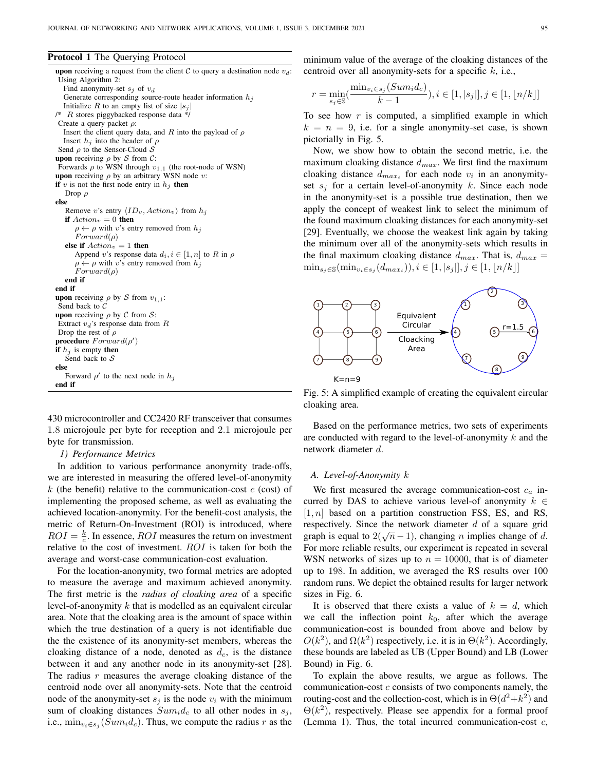**Protocol 1** The Querying Protocol

```
upon receiving a request from the client C to query a destination node v_d:
 Using Algorithm 2:
   Find anonymity-set s_j of v_d
   Generate corresponding source-route header information h_j
   Initialize R to an empty list of size |s_j|
/*  R stores piggybacked response data */
 Create a query packet ρ:
   Insert the client query data, and R into the payload of ρ
   Insert h_j into the header of ρ
 Send ρ to the Sensor-Cloud S
upon receiving ρ by S from C:
 Forwards ρ to WSN through v_{1,1} (the root-node of WSN)
upon receiving ρ by an arbitrary WSN node v:
if v is not the first node entry in h_j then
    Drop ρ
else
    Remove v's entry ⟨ID_v, Action_v⟩ from h_j
    if Action_v = 0 then
        ρ ← ρ with v's entry removed from h_j
        Forward(ρ)
    else if Action_v = 1 then
        Append v's response data d_i, i ∈ [1, n] to R in ρ
        ρ ← ρ with v's entry removed from h_j
        Forward(ρ)
    end if
end if
upon receiving ρ by S from v_{1,1}:
 Send back to C
upon receiving ρ by C from S:
 Extract v_d's response data from R
 Drop the rest of ρ
procedure Forward(ρ')
if h_j is empty then
    Send back to S
else
    Forward ρ' to the next node in h_j
end if
```

430 microcontroller and CC2420 RF transceiver that consumes 1.8 microjoule per byte for reception and 2.1 microjoule per byte for transmission.

*1) Performance Metrics*

In addition to various performance anonymity trade-offs, we are interested in measuring the offered level-of-anonymity $k$ (the benefit) relative to the communication-cost $c$ (cost) of implementing the proposed scheme, as well as evaluating the achieved location-anonymity. For the benefit-cost analysis, the metric of Return-On-Investment (ROI) is introduced, where $ROI = \frac{k}{c}$. In essence, $ROI$ measures the return on investment relative to the cost of investment. $ROI$ is taken for both the average and worst-case communication-cost evaluation.

For the location-anonymity, two formal metrics are adopted to measure the average and maximum achieved anonymity. The first metric is the *radius of cloaking area* of a specific level-of-anonymity $k$ that is modelled as an equivalent circular area. Note that the cloaking area is the amount of space within which the true destination of a query is not identifiable due the the existence of its anonymity-set members, whereas the cloaking distance of a node, denoted as $d_c$, is the distance between it and any another node in its anonymity-set [28]. The radius $r$ measures the average cloaking distance of the centroid node over all anonymity-sets. Note that the centroid node of the anonymity-set $s_j$ is the node $v_i$ with the minimum sum of cloaking distances $Sum_i d_c$ to all other nodes in $s_j$, i.e., $\min_{v_i \in s_j}(Sum_i d_c)$. Thus, we compute the radius $r$ as the minimum value of the average of the cloaking distances of the centroid over all anonymity-sets for a specific $k$, i.e.,

$$r = \min_{s_j \in \mathbb{S}}\left(\frac{\min_{v_i \in s_j}(Sum_i d_c)}{k-1}\right), i \in [1, |s_j|], j \in [1, \lfloor n/k \rfloor]$$

To see how $r$ is computed, a simplified example in which $k = n = 9$, i.e. for a single anonymity-set case, is shown pictorially in Fig. 5.

Now, we show how to obtain the second metric, i.e. the maximum cloaking distance $d_{max}$. We first find the maximum cloaking distance $d_{max_i}$ for each node $v_i$ in an anonymity-set $s_j$ for a certain level-of-anonymity $k$. Since each node in the anonymity-set is a possible true destination, then we apply the concept of weakest link to select the minimum of the found maximum cloaking distances for each anonymity-set [29]. Eventually, we choose the weakest link again by taking the minimum over all of the anonymity-sets which results in the final maximum cloaking distance $d_{max}$. That is, $d_{max} = \min_{s_j \in \mathbb{S}}(\min_{v_i \in s_j}(d_{max_i})), i \in [1, |s_j|], j \in [1, \lfloor n/k \rfloor]$

Fig. 5: A simplified example of creating the equivalent circular cloaking area.

Based on the performance metrics, two sets of experiments are conducted with regard to the level-of-anonymity $k$ and the network diameter $d$.

## A. Level-of-Anonymity $k$

We first measured the average communication-cost $c_a$ incurred by DAS to achieve various level-of anonymity $k \in [1, n]$ based on a partition construction FSS, ES, and RS, respectively. Since the network diameter $d$ of a square grid graph is equal to $2(\sqrt{n} - 1)$, changing $n$ implies change of $d$. For more reliable results, our experiment is repeated in several WSN networks of sizes up to $n = 10000$, that is of diameter up to 198. In addition, we averaged the RS results over 100 random runs. We depict the obtained results for larger network sizes in Fig. 6.

It is observed that there exists a value of $k = d$, which we call the inflection point $k_0$, after which the average communication-cost is bounded from above and below by $O(k^2)$, and $\Omega(k^2)$ respectively, i.e. it is in $\Theta(k^2)$. Accordingly, these bounds are labeled as UB (Upper Bound) and LB (Lower Bound) in Fig. 6.

To explain the above results, we argue as follows. The communication-cost $c$ consists of two components namely, the routing-cost and the collection-cost, which is in $\Theta(d^2 + k^2)$ and $\Theta(k^2)$, respectively. Please see appendix for a formal proof (Lemma 1). Thus, the total incurred communication-cost $c$,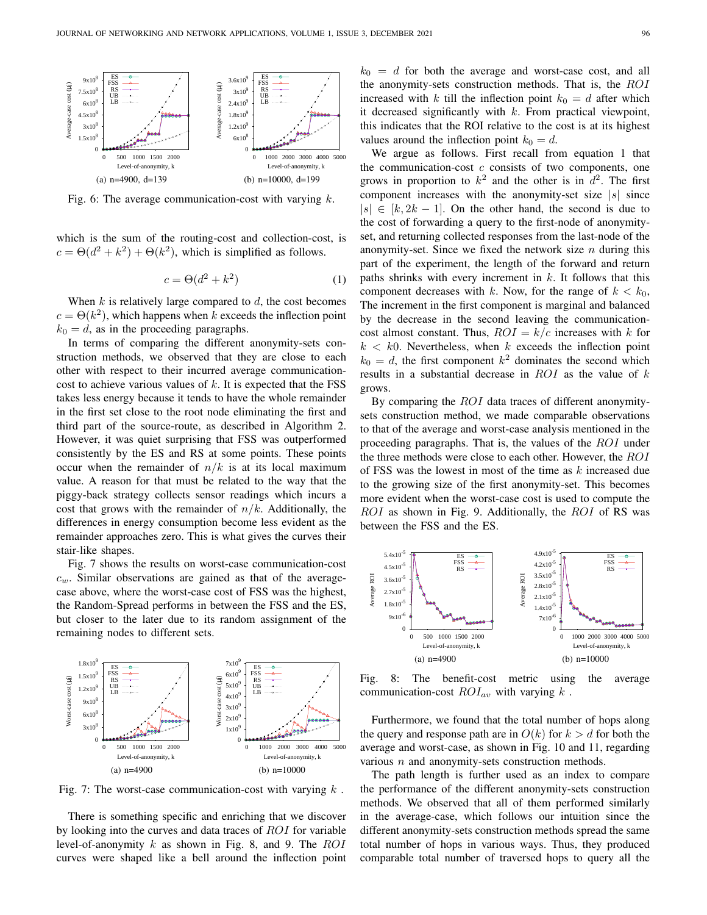Fig. 6: The average communication-cost with varying $k$.

which is the sum of the routing-cost and collection-cost, is $c = \Theta(d^2 + k^2) + \Theta(k^2)$, which is simplified as follows.

$$c = \Theta(d^2 + k^2) \tag{1}$$

When $k$ is relatively large compared to $d$, the cost becomes $c = \Theta(k^2)$, which happens when $k$ exceeds the inflection point $k_0 = d$, as in the proceeding paragraphs.

In terms of comparing the different anonymity-sets construction methods, we observed that they are close to each other with respect to their incurred average communication-cost to achieve various values of $k$. It is expected that the FSS takes less energy because it tends to have the whole remainder in the first set close to the root node eliminating the first and third part of the source-route, as described in Algorithm 2. However, it was quiet surprising that FSS was outperformed consistently by the ES and RS at some points. These points occur when the remainder of $n/k$ is at its local maximum value. A reason for that must be related to the way that the piggy-back strategy collects sensor readings which incurs a cost that grows with the remainder of $n/k$. Additionally, the differences in energy consumption become less evident as the remainder approaches zero. This is what gives the curves their stair-like shapes.

Fig. 7 shows the results on worst-case communication-cost $c_w$. Similar observations are gained as that of the average-case above, where the worst-case cost of FSS was the highest, the Random-Spread performs in between the FSS and the ES, but closer to the later due to its random assignment of the remaining nodes to different sets.

Fig. 7: The worst-case communication-cost with varying $k$ .

There is something specific and enriching that we discover by looking into the curves and data traces of $ROI$ for variable level-of-anonymity $k$ as shown in Fig. 8, and 9. The $ROI$ curves were shaped like a bell around the inflection point $k_0 = d$ for both the average and worst-case cost, and all the anonymity-sets construction methods. That is, the $ROI$ increased with $k$ till the inflection point $k_0 = d$ after which it decreased significantly with $k$. From practical viewpoint, this indicates that the ROI relative to the cost is at its highest values around the inflection point $k_0 = d$.

We argue as follows. First recall from equation 1 that the communication-cost $c$ consists of two components, one grows in proportion to $k^2$ and the other is in $d^2$. The first component increases with the anonymity-set size $|s|$ since $|s| \in [k, 2k-1]$. On the other hand, the second is due to the cost of forwarding a query to the first-node of anonymity-set, and returning collected responses from the last-node of the anonymity-set. Since we fixed the network size $n$ during this part of the experiment, the length of the forward and return paths shrinks with every increment in $k$. It follows that this component decreases with $k$. Now, for the range of $k < k_0$, The increment in the first component is marginal and balanced by the decrease in the second leaving the communication-cost almost constant. Thus, $ROI = k/c$ increases with $k$ for $k < k0$. Nevertheless, when $k$ exceeds the inflection point $k_0 = d$, the first component $k^2$ dominates the second which results in a substantial decrease in $ROI$ as the value of $k$ grows.

By comparing the $ROI$ data traces of different anonymity-sets construction method, we made comparable observations to that of the average and worst-case analysis mentioned in the proceeding paragraphs. That is, the values of the $ROI$ under the three methods were close to each other. However, the $ROI$ of FSS was the lowest in most of the time as $k$ increased due to the growing size of the first anonymity-set. This becomes more evident when the worst-case cost is used to compute the $ROI$ as shown in Fig. 9. Additionally, the $ROI$ of RS was between the FSS and the ES.

Fig. 8: The benefit-cost metric using the average communication-cost $ROI_{av}$ with varying $k$ .

Furthermore, we found that the total number of hops along the query and response path are in $O(k)$ for $k > d$ for both the average and worst-case, as shown in Fig. 10 and 11, regarding various $n$ and anonymity-sets construction methods.

The path length is further used as an index to compare the performance of the different anonymity-sets construction methods. We observed that all of them performed similarly in the average-case, which follows our intuition since the different anonymity-sets construction methods spread the same total number of hops in various ways. Thus, they produced comparable total number of traversed hops to query all the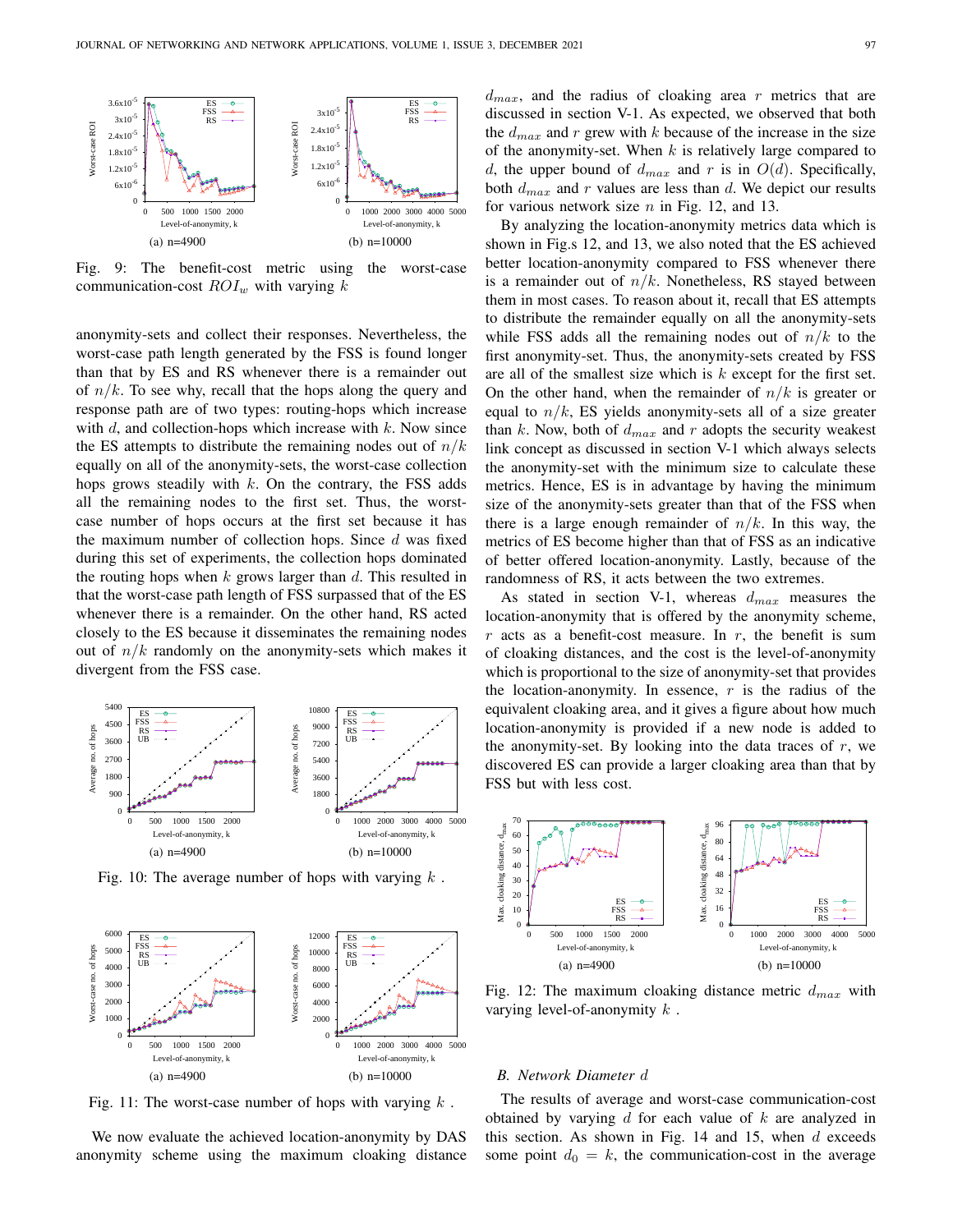Fig. 9: The benefit-cost metric using the worst-case communication-cost $ROI_w$ with varying $k$

anonymity-sets and collect their responses. Nevertheless, the worst-case path length generated by the FSS is found longer than that by ES and RS whenever there is a remainder out of $n/k$. To see why, recall that the hops along the query and response path are of two types: routing-hops which increase with $d$, and collection-hops which increase with $k$. Now since the ES attempts to distribute the remaining nodes out of $n/k$ equally on all of the anonymity-sets, the worst-case collection hops grows steadily with $k$. On the contrary, the FSS adds all the remaining nodes to the first set. Thus, the worst-case number of hops occurs at the first set because it has the maximum number of collection hops. Since $d$ was fixed during this set of experiments, the collection hops dominated the routing hops when $k$ grows larger than $d$. This resulted in that the worst-case path length of FSS surpassed that of the ES whenever there is a remainder. On the other hand, RS acted closely to the ES because it disseminates the remaining nodes out of $n/k$ randomly on the anonymity-sets which makes it divergent from the FSS case.

Fig. 10: The average number of hops with varying $k$ .

Fig. 11: The worst-case number of hops with varying $k$ .

We now evaluate the achieved location-anonymity by DAS anonymity scheme using the maximum cloaking distance $d_{max}$, and the radius of cloaking area $r$ metrics that are discussed in section V-1. As expected, we observed that both the $d_{max}$ and $r$ grew with $k$ because of the increase in the size of the anonymity-set. When $k$ is relatively large compared to $d$, the upper bound of $d_{max}$ and $r$ is in $O(d)$. Specifically, both $d_{max}$ and $r$ values are less than $d$. We depict our results for various network size $n$ in Fig. 12, and 13.

By analyzing the location-anonymity metrics data which is shown in Fig.s 12, and 13, we also noted that the ES achieved better location-anonymity compared to FSS whenever there is a remainder out of $n/k$. Nonetheless, RS stayed between them in most cases. To reason about it, recall that ES attempts to distribute the remainder equally on all the anonymity-sets while FSS adds all the remaining nodes out of $n/k$ to the first anonymity-set. Thus, the anonymity-sets created by FSS are all of the smallest size which is $k$ except for the first set. On the other hand, when the remainder of $n/k$ is greater or equal to $n/k$, ES yields anonymity-sets all of a size greater than $k$. Now, both of $d_{max}$ and $r$ adopts the security weakest link concept as discussed in section V-1 which always selects the anonymity-set with the minimum size to calculate these metrics. Hence, ES is in advantage by having the minimum size of the anonymity-sets greater than that of the FSS when there is a large enough remainder of $n/k$. In this way, the metrics of ES become higher than that of FSS as an indicative of better offered location-anonymity. Lastly, because of the randomness of RS, it acts between the two extremes.

As stated in section V-1, whereas $d_{max}$ measures the location-anonymity that is offered by the anonymity scheme, $r$ acts as a benefit-cost measure. In $r$, the benefit is sum of cloaking distances, and the cost is the level-of-anonymity which is proportional to the size of anonymity-set that provides the location-anonymity. In essence, $r$ is the radius of the equivalent cloaking area, and it gives a figure about how much location-anonymity is provided if a new node is added to the anonymity-set. By looking into the data traces of $r$, we discovered ES can provide a larger cloaking area than that by FSS but with less cost.

Fig. 12: The maximum cloaking distance metric $d_{max}$ with varying level-of-anonymity $k$ .

### B. Network Diameter $d$

The results of average and worst-case communication-cost obtained by varying $d$ for each value of $k$ are analyzed in this section. As shown in Fig. 14 and 15, when $d$ exceeds some point $d_0 = k$, the communication-cost in the average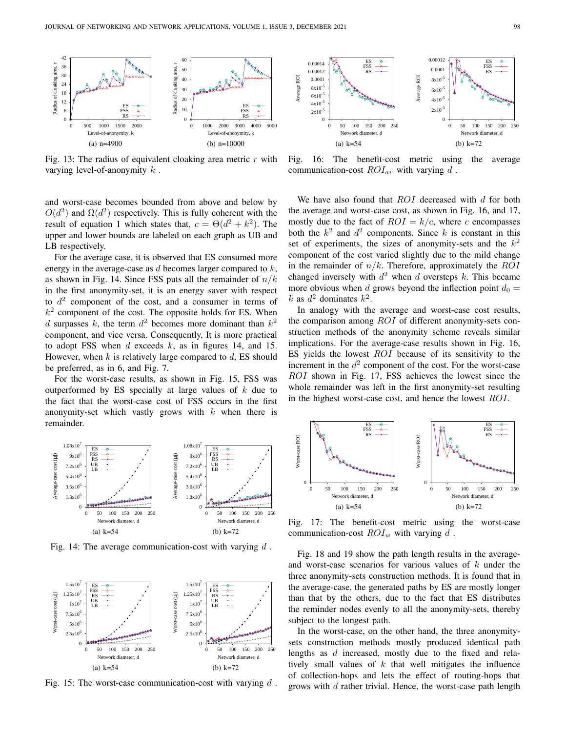Fig. 13: The radius of equivalent cloaking area metric $r$ with varying level-of-anonymity $k$ .

Fig. 16: The benefit-cost metric using the average communication-cost $ROI_{av}$ with varying $d$ .

and worst-case becomes bounded from above and below by $O(d^2)$ and $\Omega(d^2)$ respectively. This is fully coherent with the result of equation 1 which states that, $c = \Theta(d^2 + k^2)$. The upper and lower bounds are labeled on each graph as UB and LB respectively.

For the average case, it is observed that ES consumed more energy in the average-case as $d$ becomes larger compared to $k$, as shown in Fig. 14. Since FSS puts all the remainder of $n/k$ in the first anonymity-set, it is an energy saver with respect to $d^2$ component of the cost, and a consumer in terms of $k^2$ component of the cost. The opposite holds for ES. When $d$ surpasses $k$, the term $d^2$ becomes more dominant than $k^2$ component, and vice versa. Consequently, It is more practical to adopt FSS when $d$ exceeds $k$, as in figures 14, and 15. However, when $k$ is relatively large compared to $d$, ES should be preferred, as in 6, and Fig. 7.

For the worst-case results, as shown in Fig. 15, FSS was outperformed by ES specially at large values of $k$ due to the fact that the worst-case cost of FSS occurs in the first anonymity-set which vastly grows with $k$ when there is remainder.

Fig. 14: The average communication-cost with varying $d$ .

Fig. 15: The worst-case communication-cost with varying $d$ .

We have also found that $ROI$ decreased with $d$ for both the average and worst-case cost, as shown in Fig. 16, and 17, mostly due to the fact of $ROI = k/c$, where $c$ encompasses both the $k^2$ and $d^2$ components. Since $k$ is constant in this set of experiments, the sizes of anonymity-sets and the $k^2$ component of the cost varied slightly due to the mild change in the remainder of $n/k$. Therefore, approximately the $ROI$ changed inversely with $d^2$ when $d$ oversteps $k$. This became more obvious when $d$ grows beyond the inflection point $d_0 = k$ as $d^2$ dominates $k^2$.

In analogy with the average and worst-case cost results, the comparison among $ROI$ of different anonymity-sets construction methods of the anonymity scheme reveals similar implications. For the average-case results shown in Fig. 16, ES yields the lowest $ROI$ because of its sensitivity to the increment in the $d^2$ component of the cost. For the worst-case $ROI$ shown in Fig. 17, FSS achieves the lowest since the whole remainder was left in the first anonymity-set resulting in the highest worst-case cost, and hence the lowest $ROI$.

Fig. 17: The benefit-cost metric using the worst-case communication-cost $ROI_w$ with varying $d$ .

Fig. 18 and 19 show the path length results in the average- and worst-case scenarios for various values of $k$ under the three anonymity-sets construction methods. It is found that in the average-case, the generated paths by ES are mostly longer than that by the others, due to the fact that ES distributes the reminder nodes evenly to all the anonymity-sets, thereby subject to the longest path.

In the worst-case, the three anonymity-sets construction methods mostly produced identical path lengths as $d$ increased, mostly due to the fixed and relatively small values of $k$ that well mitigates the influence of collection-hops and lets the effect of routing-hops that grows with $d$ rather trivial. Hence, the worst-case path length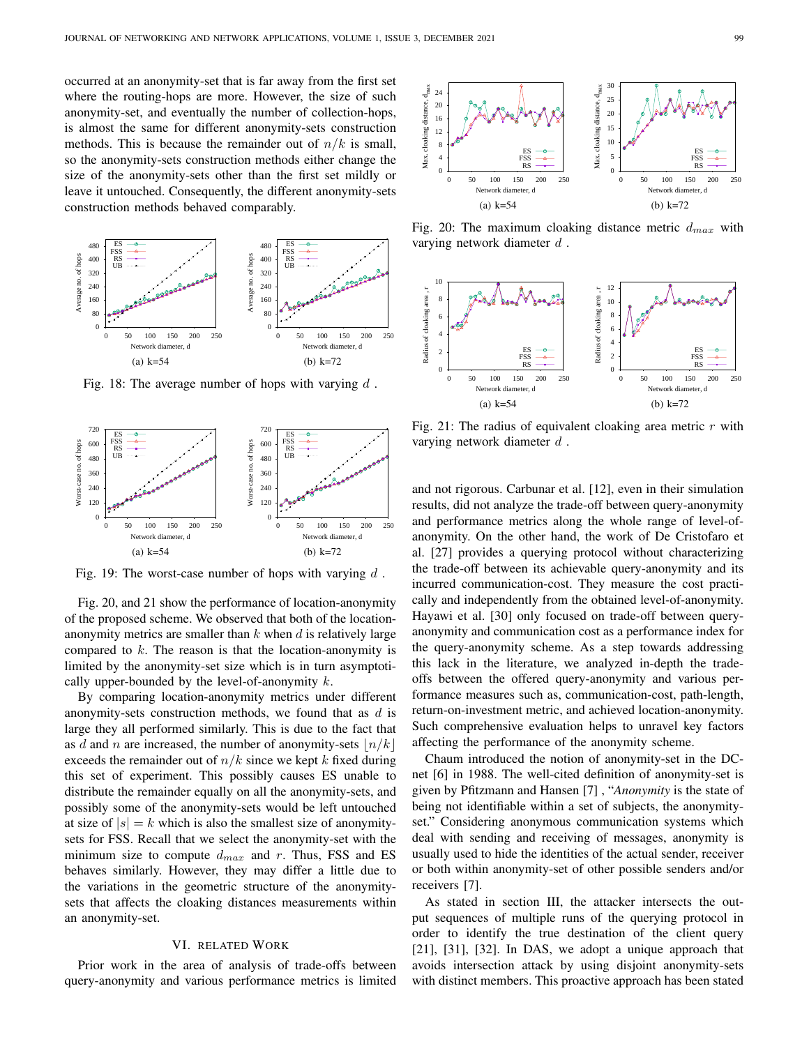occurred at an anonymity-set that is far away from the first set where the routing-hops are more. However, the size of such anonymity-set, and eventually the number of collection-hops, is almost the same for different anonymity-sets construction methods. This is because the remainder out of $n/k$ is small, so the anonymity-sets construction methods either change the size of the anonymity-sets other than the first set mildly or leave it untouched. Consequently, the different anonymity-sets construction methods behaved comparably.

(a) k=54 (b) k=72

Fig. 18: The average number of hops with varying $d$ .

(a) k=54 (b) k=72

Fig. 19: The worst-case number of hops with varying $d$ .

Fig. 20, and 21 show the performance of location-anonymity of the proposed scheme. We observed that both of the location-anonymity metrics are smaller than $k$ when $d$ is relatively large compared to $k$. The reason is that the location-anonymity is limited by the anonymity-set size which is in turn asymptotically upper-bounded by the level-of-anonymity $k$.

By comparing location-anonymity metrics under different anonymity-sets construction methods, we found that as $d$ is large they all performed similarly. This is due to the fact that as $d$ and $n$ are increased, the number of anonymity-sets $\lfloor n/k \rfloor$ exceeds the remainder out of $n/k$ since we kept $k$ fixed during this set of experiment. This possibly causes ES unable to distribute the remainder equally on all the anonymity-sets, and possibly some of the anonymity-sets would be left untouched at size of $|s| = k$ which is also the smallest size of anonymity-sets for FSS. Recall that we select the anonymity-set with the minimum size to compute $d_{max}$ and $r$. Thus, FSS and ES behaves similarly. However, they may differ a little due to the variations in the geometric structure of the anonymity-sets that affects the cloaking distances measurements within an anonymity-set.

(a) k=54 (b) k=72

Fig. 20: The maximum cloaking distance metric $d_{max}$ with varying network diameter $d$ .

(a) k=54 (b) k=72

Fig. 21: The radius of equivalent cloaking area metric $r$ with varying network diameter $d$ .

## VI. Related Work

Prior work in the area of analysis of trade-offs between query-anonymity and various performance metrics is limited and not rigorous. Carbunar et al. [12], even in their simulation results, did not analyze the trade-off between query-anonymity and performance metrics along the whole range of level-of-anonymity. On the other hand, the work of De Cristofaro et al. [27] provides a querying protocol without characterizing the trade-off between its achievable query-anonymity and its incurred communication-cost. They measure the cost practically and independently from the obtained level-of-anonymity. Hayawi et al. [30] only focused on trade-off between query-anonymity and communication cost as a performance index for the query-anonymity scheme. As a step towards addressing this lack in the literature, we analyzed in-depth the trade-offs between the offered query-anonymity and various performance measures such as, communication-cost, path-length, return-on-investment metric, and achieved location-anonymity. Such comprehensive evaluation helps to unravel key factors affecting the performance of the anonymity scheme.

Chaum introduced the notion of anonymity-set in the DC-net [6] in 1988. The well-cited definition of anonymity-set is given by Pfitzmann and Hansen [7] , "*Anonymity* is the state of being not identifiable within a set of subjects, the anonymity-set." Considering anonymous communication systems which deal with sending and receiving of messages, anonymity is usually used to hide the identities of the actual sender, receiver or both within anonymity-set of other possible senders and/or receivers [7].

As stated in section III, the attacker intersects the output sequences of multiple runs of the querying protocol in order to identify the true destination of the client query [21], [31], [32]. In DAS, we adopt a unique approach that avoids intersection attack by using disjoint anonymity-sets with distinct members. This proactive approach has been stated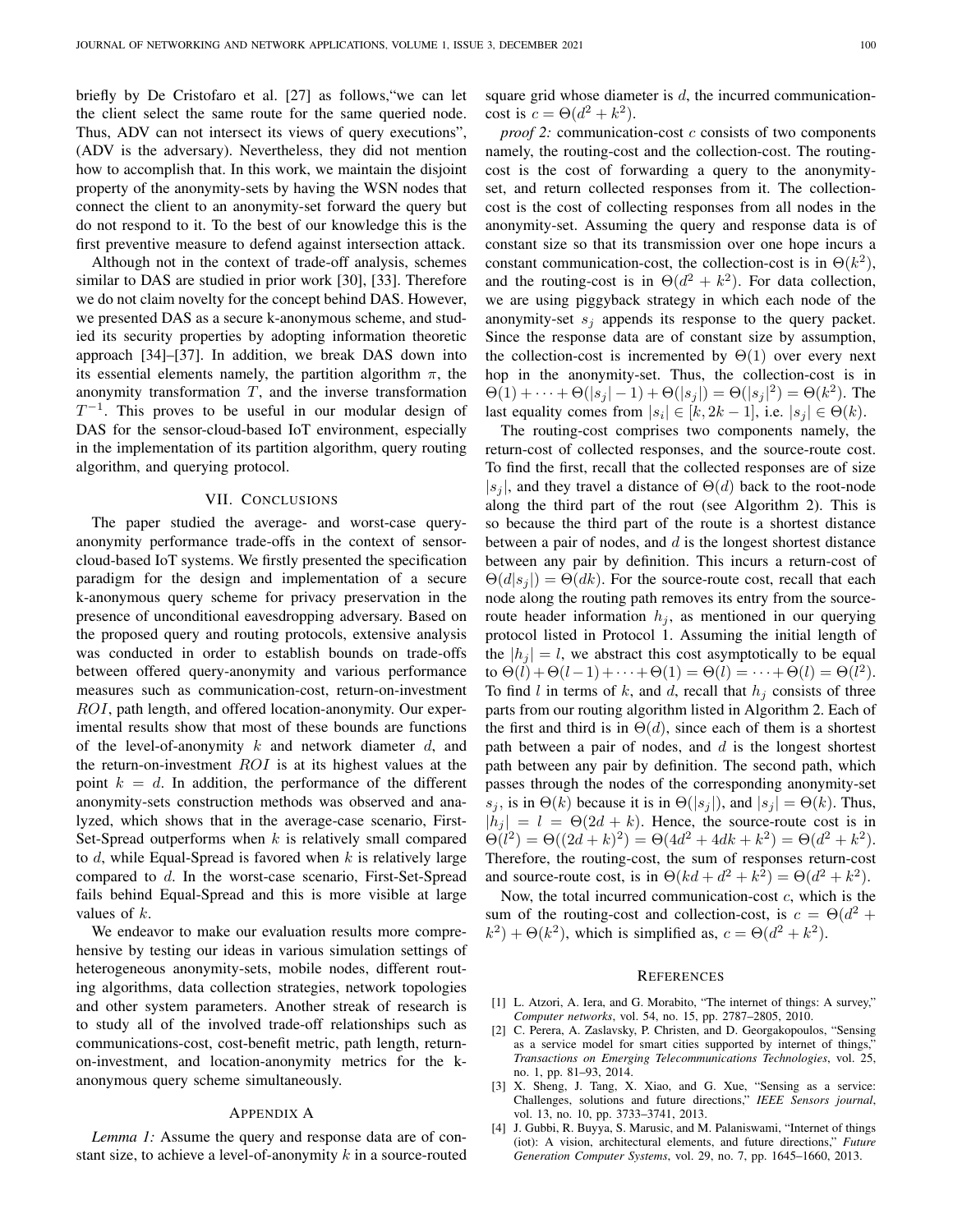briefly by De Cristofaro et al. [27] as follows,"we can let the client select the same route for the same queried node. Thus, ADV can not intersect its views of query executions", (ADV is the adversary). Nevertheless, they did not mention how to accomplish that. In this work, we maintain the disjoint property of the anonymity-sets by having the WSN nodes that connect the client to an anonymity-set forward the query but do not respond to it. To the best of our knowledge this is the first preventive measure to defend against intersection attack.

Although not in the context of trade-off analysis, schemes similar to DAS are studied in prior work [30], [33]. Therefore we do not claim novelty for the concept behind DAS. However, we presented DAS as a secure k-anonymous scheme, and studied its security properties by adopting information theoretic approach [34]–[37]. In addition, we break DAS down into its essential elements namely, the partition algorithm $\pi$, the anonymity transformation $T$, and the inverse transformation $T^{-1}$. This proves to be useful in our modular design of DAS for the sensor-cloud-based IoT environment, especially in the implementation of its partition algorithm, query routing algorithm, and querying protocol.

## VII. Conclusions

The paper studied the average- and worst-case query-anonymity performance trade-offs in the context of sensor-cloud-based IoT systems. We firstly presented the specification paradigm for the design and implementation of a secure k-anonymous query scheme for privacy preservation in the presence of unconditional eavesdropping adversary. Based on the proposed query and routing protocols, extensive analysis was conducted in order to establish bounds on trade-offs between offered query-anonymity and various performance measures such as communication-cost, return-on-investment $ROI$, path length, and offered location-anonymity. Our experimental results show that most of these bounds are functions of the level-of-anonymity $k$ and network diameter $d$, and the return-on-investment $ROI$ is at its highest values at the point $k = d$. In addition, the performance of the different anonymity-sets construction methods was observed and analyzed, which shows that in the average-case scenario, First-Set-Spread outperforms when $k$ is relatively small compared to $d$, while Equal-Spread is favored when $k$ is relatively large compared to $d$. In the worst-case scenario, First-Set-Spread fails behind Equal-Spread and this is more visible at large values of $k$.

We endeavor to make our evaluation results more comprehensive by testing our ideas in various simulation settings of heterogeneous anonymity-sets, mobile nodes, different routing algorithms, data collection strategies, network topologies and other system parameters. Another streak of research is to study all of the involved trade-off relationships such as communications-cost, cost-benefit metric, path length, return-on-investment, and location-anonymity metrics for the k-anonymous query scheme simultaneously.

## Appendix A

*Lemma 1:* Assume the query and response data are of constant size, to achieve a level-of-anonymity $k$ in a source-routed square grid whose diameter is $d$, the incurred communication-cost is $c = \Theta(d^2 + k^2)$.

*proof 2:* communication-cost $c$ consists of two components namely, the routing-cost and the collection-cost. The routing-cost is the cost of forwarding a query to the anonymity-set, and return collected responses from it. The collection-cost is the cost of collecting responses from all nodes in the anonymity-set. Assuming the query and response data is of constant size so that its transmission over one hope incurs a constant communication-cost, the collection-cost is in $\Theta(k^2)$, and the routing-cost is in $\Theta(d^2 + k^2)$. For data collection, we are using piggyback strategy in which each node of the anonymity-set $s_j$ appends its response to the query packet. Since the response data are of constant size by assumption, the collection-cost is incremented by $\Theta(1)$ over every next hop in the anonymity-set. Thus, the collection-cost is in $\Theta(1) + \cdots + \Theta(|s_j| - 1) + \Theta(|s_j|) = \Theta(|s_j|^2) = \Theta(k^2)$. The last equality comes from $|s_i| \in [k, 2k-1]$, i.e. $|s_j| \in \Theta(k)$.

The routing-cost comprises two components namely, the return-cost of collected responses, and the source-route cost. To find the first, recall that the collected responses are of size $|s_j|$, and they travel a distance of $\Theta(d)$ back to the root-node along the third part of the rout (see Algorithm 2). This is so because the third part of the route is a shortest distance between a pair of nodes, and $d$ is the longest shortest distance between any pair by definition. This incurs a return-cost of $\Theta(d|s_j|) = \Theta(dk)$. For the source-route cost, recall that each node along the routing path removes its entry from the source-route header information $h_j$, as mentioned in our querying protocol listed in Protocol 1. Assuming the initial length of the $|h_j| = l$, we abstract this cost asymptotically to be equal to $\Theta(l) + \Theta(l-1) + \cdots + \Theta(1) = \Theta(l) = \cdots + \Theta(l) = \Theta(l^2)$. To find $l$ in terms of $k$, and $d$, recall that $h_j$ consists of three parts from our routing algorithm listed in Algorithm 2. Each of the first and third is in $\Theta(d)$, since each of them is a shortest path between a pair of nodes, and $d$ is the longest shortest path between any pair by definition. The second path, which passes through the nodes of the corresponding anonymity-set $s_j$, is in $\Theta(k)$ because it is in $\Theta(|s_j|)$, and $|s_j| = \Theta(k)$. Thus, $|h_j| = l = \Theta(2d + k)$. Hence, the source-route cost is in $\Theta(l^2) = \Theta((2d + k)^2) = \Theta(4d^2 + 4dk + k^2) = \Theta(d^2 + k^2)$. Therefore, the routing-cost, the sum of responses return-cost and source-route cost, is in $\Theta(kd + d^2 + k^2) = \Theta(d^2 + k^2)$.

Now, the total incurred communication-cost $c$, which is the sum of the routing-cost and collection-cost, is $c = \Theta(d^2 + k^2) + \Theta(k^2)$, which is simplified as, $c = \Theta(d^2 + k^2)$.

## References

[1] L. Atzori, A. Iera, and G. Morabito, "The internet of things: A survey," *Computer networks*, vol. 54, no. 15, pp. 2787–2805, 2010.

[2] C. Perera, A. Zaslavsky, P. Christen, and D. Georgakopoulos, "Sensing as a service model for smart cities supported by internet of things," *Transactions on Emerging Telecommunications Technologies*, vol. 25, no. 1, pp. 81–93, 2014.

[3] X. Sheng, J. Tang, X. Xiao, and G. Xue, "Sensing as a service: Challenges, solutions and future directions," *IEEE Sensors journal*, vol. 13, no. 10, pp. 3733–3741, 2013.

[4] J. Gubbi, R. Buyya, S. Marusic, and M. Palaniswami, "Internet of things (iot): A vision, architectural elements, and future directions," *Future Generation Computer Systems*, vol. 29, no. 7, pp. 1645–1660, 2013.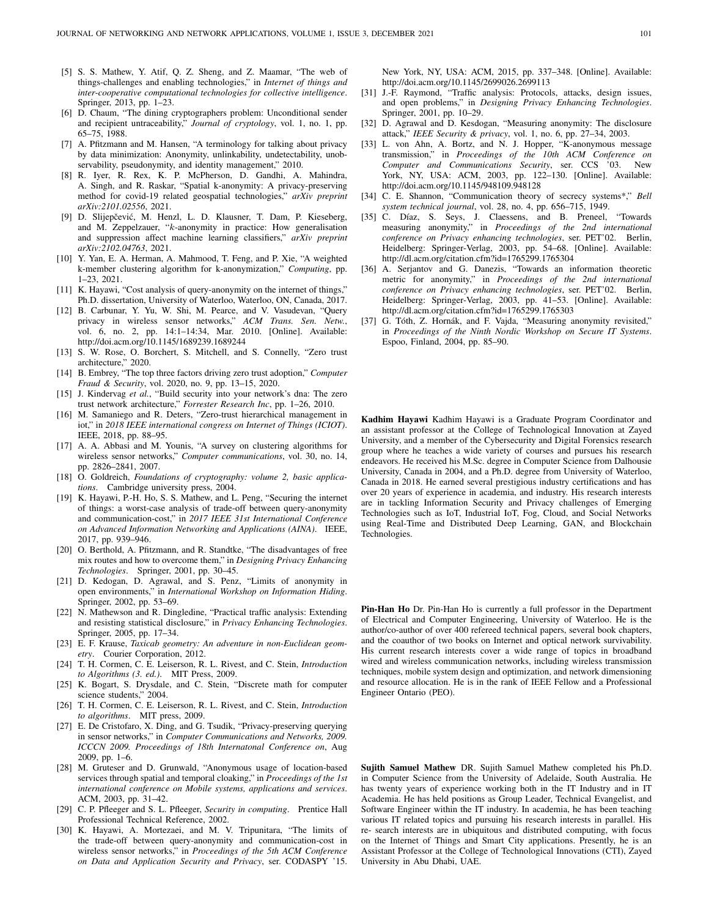[5] S. S. Mathew, Y. Atif, Q. Z. Sheng, and Z. Maamar, "The web of things-challenges and enabling technologies," in *Internet of things and inter-cooperative computational technologies for collective intelligence*. Springer, 2013, pp. 1–23.

[6] D. Chaum, "The dining cryptographers problem: Unconditional sender and recipient untraceability," *Journal of cryptology*, vol. 1, no. 1, pp. 65–75, 1988.

[7] A. Pfitzmann and M. Hansen, "A terminology for talking about privacy by data minimization: Anonymity, unlinkability, undetectability, unobservability, pseudonymity, and identity management," 2010.

[8] R. Iyer, R. Rex, K. P. McPherson, D. Gandhi, A. Mahindra, A. Singh, and R. Raskar, "Spatial k-anonymity: A privacy-preserving method for covid-19 related geospatial technologies," *arXiv preprint arXiv:2101.02556*, 2021.

[9] D. Slijepčević, M. Henzl, L. D. Klausner, T. Dam, P. Kieseberg, and M. Zeppelzauer, "$k$-anonymity in practice: How generalisation and suppression affect machine learning classifiers," *arXiv preprint arXiv:2102.04763*, 2021.

[10] Y. Yan, E. A. Herman, A. Mahmood, T. Feng, and P. Xie, "A weighted k-member clustering algorithm for k-anonymization," *Computing*, pp. 1–23, 2021.

[11] K. Hayawi, "Cost analysis of query-anonymity on the internet of things," Ph.D. dissertation, University of Waterloo, Waterloo, ON, Canada, 2017.

[12] B. Carbunar, Y. Yu, W. Shi, M. Pearce, and V. Vasudevan, "Query privacy in wireless sensor networks," *ACM Trans. Sen. Netw.*, vol. 6, no. 2, pp. 14:1–14:34, Mar. 2010. [Online]. Available: http://doi.acm.org/10.1145/1689239.1689244

[13] S. W. Rose, O. Borchert, S. Mitchell, and S. Connelly, "Zero trust architecture," 2020.

[14] B. Embrey, "The top three factors driving zero trust adoption," *Computer Fraud & Security*, vol. 2020, no. 9, pp. 13–15, 2020.

[15] J. Kindervag *et al.*, "Build security into your network's dna: The zero trust network architecture," *Forrester Research Inc*, pp. 1–26, 2010.

[16] M. Samaniego and R. Deters, "Zero-trust hierarchical management in iot," in *2018 IEEE international congress on Internet of Things (ICIOT)*. IEEE, 2018, pp. 88–95.

[17] A. A. Abbasi and M. Younis, "A survey on clustering algorithms for wireless sensor networks," *Computer communications*, vol. 30, no. 14, pp. 2826–2841, 2007.

[18] O. Goldreich, *Foundations of cryptography: volume 2, basic applications*. Cambridge university press, 2004.

[19] K. Hayawi, P.-H. Ho, S. S. Mathew, and L. Peng, "Securing the internet of things: a worst-case analysis of trade-off between query-anonymity and communication-cost," in *2017 IEEE 31st International Conference on Advanced Information Networking and Applications (AINA)*. IEEE, 2017, pp. 939–946.

[20] O. Berthold, A. Pfitzmann, and R. Standtke, "The disadvantages of free mix routes and how to overcome them," in *Designing Privacy Enhancing Technologies*. Springer, 2001, pp. 30–45.

[21] D. Kedogan, D. Agrawal, and S. Penz, "Limits of anonymity in open environments," in *International Workshop on Information Hiding*. Springer, 2002, pp. 53–69.

[22] N. Mathewson and R. Dingledine, "Practical traffic analysis: Extending and resisting statistical disclosure," in *Privacy Enhancing Technologies*. Springer, 2005, pp. 17–34.

[23] E. F. Krause, *Taxicab geometry: An adventure in non-Euclidean geometry*. Courier Corporation, 2012.

[24] T. H. Cormen, C. E. Leiserson, R. L. Rivest, and C. Stein, *Introduction to Algorithms (3. ed.)*. MIT Press, 2009.

[25] K. Bogart, S. Drysdale, and C. Stein, "Discrete math for computer science students," 2004.

[26] T. H. Cormen, C. E. Leiserson, R. L. Rivest, and C. Stein, *Introduction to algorithms*. MIT press, 2009.

[27] E. De Cristofaro, X. Ding, and G. Tsudik, "Privacy-preserving querying in sensor networks," in *Computer Communications and Networks, 2009. ICCCN 2009. Proceedings of 18th Internatonal Conference on*, Aug 2009, pp. 1–6.

[28] M. Gruteser and D. Grunwald, "Anonymous usage of location-based services through spatial and temporal cloaking," in *Proceedings of the 1st international conference on Mobile systems, applications and services*. ACM, 2003, pp. 31–42.

[29] C. P. Pfleeger and S. L. Pfleeger, *Security in computing*. Prentice Hall Professional Technical Reference, 2002.

[30] K. Hayawi, A. Mortezaei, and M. V. Tripunitara, "The limits of the trade-off between query-anonymity and communication-cost in wireless sensor networks," in *Proceedings of the 5th ACM Conference on Data and Application Security and Privacy*, ser. CODASPY '15. New York, NY, USA: ACM, 2015, pp. 337–348. [Online]. Available: http://doi.acm.org/10.1145/2699026.2699113

[31] J.-F. Raymond, "Traffic analysis: Protocols, attacks, design issues, and open problems," in *Designing Privacy Enhancing Technologies*. Springer, 2001, pp. 10–29.

[32] D. Agrawal and D. Kesdogan, "Measuring anonymity: The disclosure attack," *IEEE Security & privacy*, vol. 1, no. 6, pp. 27–34, 2003.

[33] L. von Ahn, A. Bortz, and N. J. Hopper, "K-anonymous message transmission," in *Proceedings of the 10th ACM Conference on Computer and Communications Security*, ser. CCS '03. New York, NY, USA: ACM, 2003, pp. 122–130. [Online]. Available: http://doi.acm.org/10.1145/948109.948128

[34] C. E. Shannon, "Communication theory of secrecy systems*," *Bell system technical journal*, vol. 28, no. 4, pp. 656–715, 1949.

[35] C. Díaz, S. Seys, J. Claessens, and B. Preneel, "Towards measuring anonymity," in *Proceedings of the 2nd international conference on Privacy enhancing technologies*, ser. PET'02. Berlin, Heidelberg: Springer-Verlag, 2003, pp. 54–68. [Online]. Available: http://dl.acm.org/citation.cfm?id=1765299.1765304

[36] A. Serjantov and G. Danezis, "Towards an information theoretic metric for anonymity," in *Proceedings of the 2nd international conference on Privacy enhancing technologies*, ser. PET'02. Berlin, Heidelberg: Springer-Verlag, 2003, pp. 41–53. [Online]. Available: http://dl.acm.org/citation.cfm?id=1765299.1765303

[37] G. Tóth, Z. Hornák, and F. Vajda, "Measuring anonymity revisited," in *Proceedings of the Ninth Nordic Workshop on Secure IT Systems*. Espoo, Finland, 2004, pp. 85–90.

**Kadhim Hayawi** Kadhim Hayawi is a Graduate Program Coordinator and an assistant professor at the College of Technological Innovation at Zayed University, and a member of the Cybersecurity and Digital Forensics research group where he teaches a wide variety of courses and pursues his research endeavors. He received his M.Sc. degree in Computer Science from Dalhousie University, Canada in 2004, and a Ph.D. degree from University of Waterloo, Canada in 2018. He earned several prestigious industry certifications and has over 20 years of experience in academia, and industry. His research interests are in tackling Information Security and Privacy challenges of Emerging Technologies such as IoT, Industrial IoT, Fog, Cloud, and Social Networks using Real-Time and Distributed Deep Learning, GAN, and Blockchain Technologies.

**Pin-Han Ho** Dr. Pin-Han Ho is currently a full professor in the Department of Electrical and Computer Engineering, University of Waterloo. He is the author/co-author of over 400 refereed technical papers, several book chapters, and the coauthor of two books on Internet and optical network survivability. His current research interests cover a wide range of topics in broadband wired and wireless communication networks, including wireless transmission techniques, mobile system design and optimization, and network dimensioning and resource allocation. He is in the rank of IEEE Fellow and a Professional Engineer Ontario (PEO).

**Sujith Samuel Mathew** DR. Sujith Samuel Mathew completed his Ph.D. in Computer Science from the University of Adelaide, South Australia. He has twenty years of experience working both in the IT Industry and in IT Academia. He has held positions as Group Leader, Technical Evangelist, and Software Engineer within the IT industry. In academia, he has been teaching various IT related topics and pursuing his research interests in parallel. His re- search interests are in ubiquitous and distributed computing, with focus on the Internet of Things and Smart City applications. Presently, he is an Assistant Professor at the College of Technological Innovations (CTI), Zayed University in Abu Dhabi, UAE.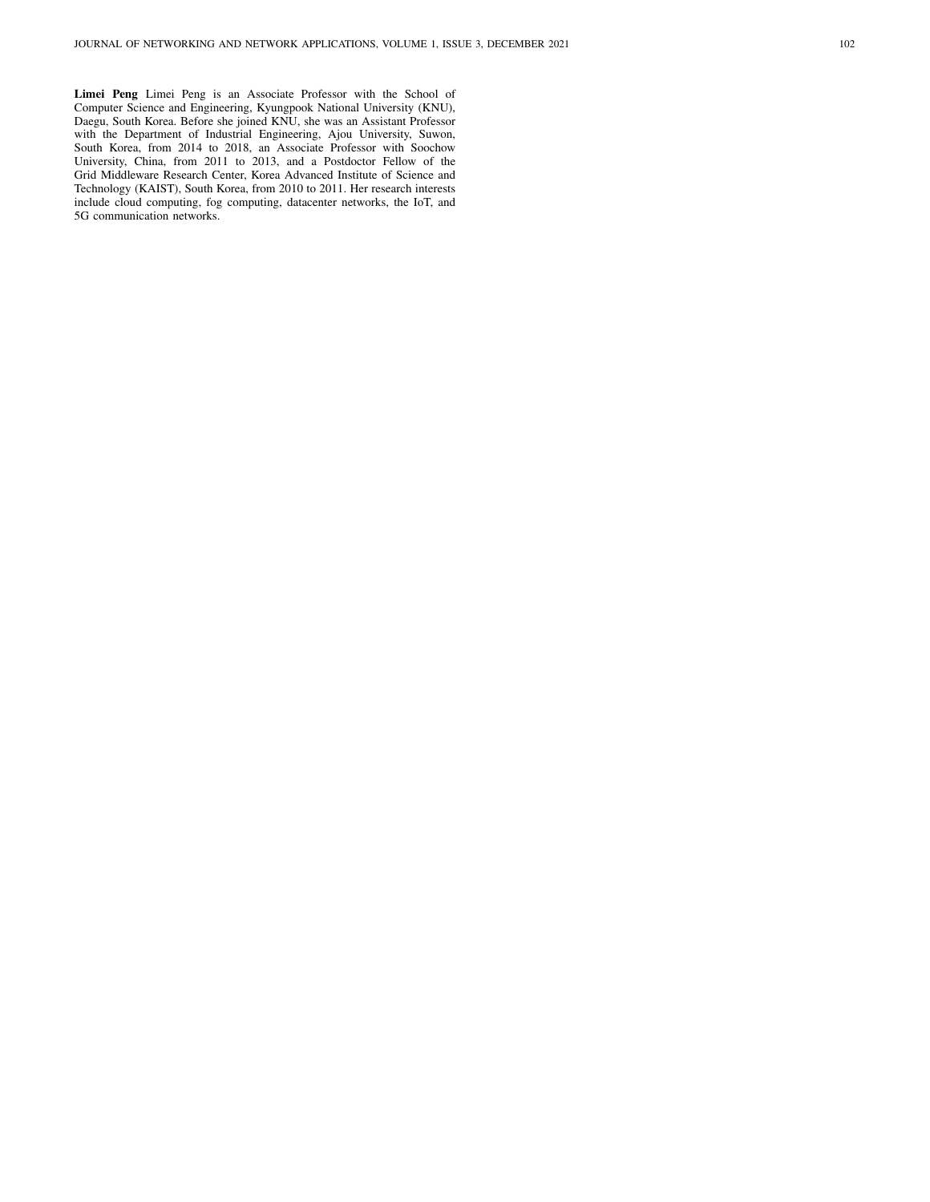**Limei Peng** Limei Peng is an Associate Professor with the School of Computer Science and Engineering, Kyungpook National University (KNU), Daegu, South Korea. Before she joined KNU, she was an Assistant Professor with the Department of Industrial Engineering, Ajou University, Suwon, South Korea, from 2014 to 2018, an Associate Professor with Soochow University, China, from 2011 to 2013, and a Postdoctor Fellow of the Grid Middleware Research Center, Korea Advanced Institute of Science and Technology (KAIST), South Korea, from 2010 to 2011. Her research interests include cloud computing, fog computing, datacenter networks, the IoT, and 5G communication networks.